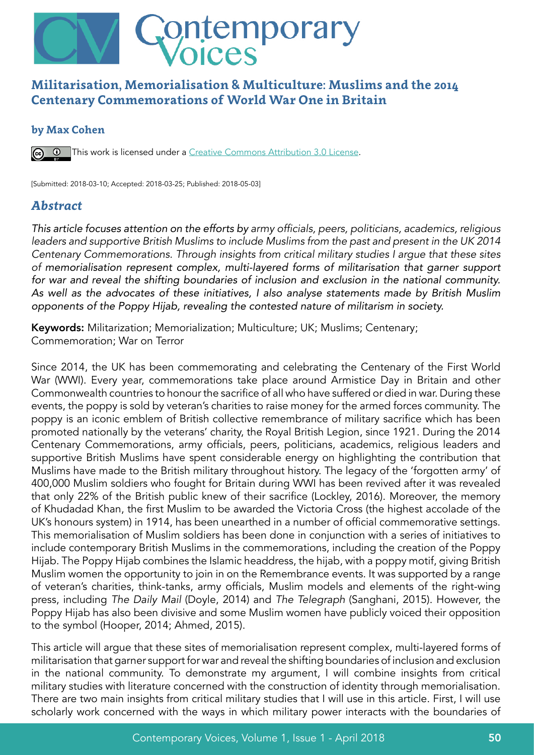# Militarisation, Memorialisation & Multiculture: Muslims and the 2014 Centenary Commemorations of World War One in Britain

**by Max Cohen**

This work is licensed under a [Creative Commons Attribution 3.0 License](https://creativecommons.org/licenses/by/3.0/).

[Submitted: 2018-03-10; Accepted: 2018-03-25; Published: 2018-05-03]

## *Abstract*

*This article focuses attention on the efforts by army officials, peers, politicians, academics, religious leaders and supportive British Muslims to include Muslims from the past and present in the UK 2014 Centenary Commemorations. Through insights from critical military studies I argue that these sites of memorialisation represent complex, multi-layered forms of militarisation that garner support for war and reveal the shifting boundaries of inclusion and exclusion in the national community. As well as the advocates of these initiatives, I also analyse statements made by British Muslim opponents of the Poppy Hijab, revealing the contested nature of militarism in society.*

**Keywords:** Militarization; Memorialization; Multiculture; UK; Muslims; Centenary; Commemoration; War on Terror

Since 2014, the UK has been commemorating and celebrating the Centenary of the First World War (WWI). Every year, commemorations take place around Armistice Day in Britain and other Commonwealth countries to honour the sacrifice of all who have suffered or died in war. During these events, the poppy is sold by veteran's charities to raise money for the armed forces community. The poppy is an iconic emblem of British collective remembrance of military sacrifice which has been promoted nationally by the veterans' charity, the Royal British Legion, since 1921. During the 2014 Centenary Commemorations, army officials, peers, politicians, academics, religious leaders and supportive British Muslims have spent considerable energy on highlighting the contribution that Muslims have made to the British military throughout history. The legacy of the 'forgotten army' of 400,000 Muslim soldiers who fought for Britain during WWI has been revived after it was revealed that only 22% of the British public knew of their sacrifice (Lockley, 2016). Moreover, the memory of Khudadad Khan, the first Muslim to be awarded the Victoria Cross (the highest accolade of the UK's honours system) in 1914, has been unearthed in a number of official commemorative settings. This memorialisation of Muslim soldiers has been done in conjunction with a series of initiatives to include contemporary British Muslims in the commemorations, including the creation of the Poppy Hijab. The Poppy Hijab combines the Islamic headdress, the hijab, with a poppy motif, giving British Muslim women the opportunity to join in on the Remembrance events. It was supported by a range of veteran's charities, think-tanks, army officials, Muslim models and elements of the right-wing press, including *The Daily Mail* (Doyle, 2014) and *The Telegraph* (Sanghani, 2015). However, the Poppy Hijab has also been divisive and some Muslim women have publicly voiced their opposition to the symbol (Hooper, 2014; Ahmed, 2015).

This article will argue that these sites of memorialisation represent complex, multi-layered forms of militarisation that garner support for war and reveal the shifting boundaries of inclusion and exclusion in the national community. To demonstrate my argument, I will combine insights from critical military studies with literature concerned with the construction of identity through memorialisation. There are two main insights from critical military studies that I will use in this article. First, I will use scholarly work concerned with the ways in which military power interacts with the boundaries of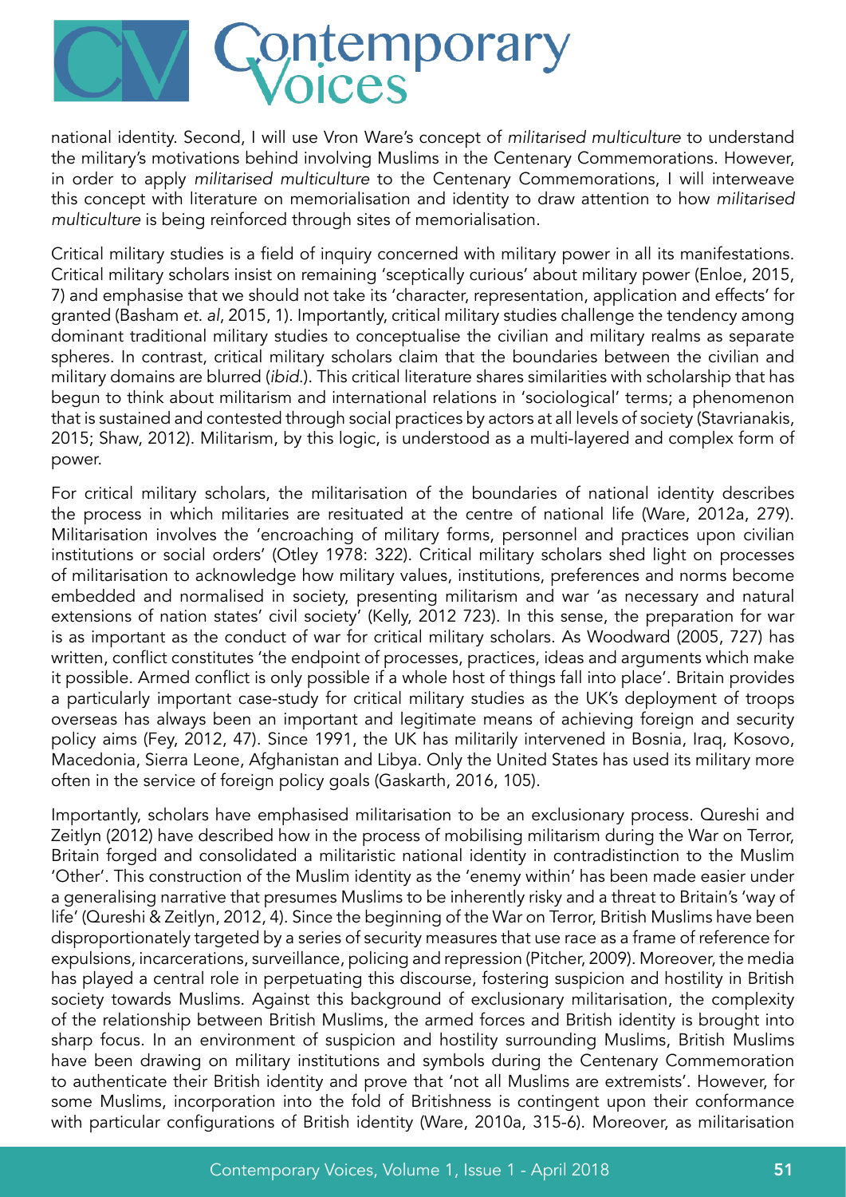national identity. Second, I will use Vron Ware's concept of *militarised multiculture* to understand the military's motivations behind involving Muslims in the Centenary Commemorations. However, in order to apply *militarised multiculture* to the Centenary Commemorations, I will interweave this concept with literature on memorialisation and identity to draw attention to how *militarised multiculture* is being reinforced through sites of memorialisation.

Critical military studies is a field of inquiry concerned with military power in all its manifestations. Critical military scholars insist on remaining 'sceptically curious' about military power (Enloe, 2015, 7) and emphasise that we should not take its 'character, representation, application and effects' for granted (Basham *et. al*, 2015, 1). Importantly, critical military studies challenge the tendency among dominant traditional military studies to conceptualise the civilian and military realms as separate spheres. In contrast, critical military scholars claim that the boundaries between the civilian and military domains are blurred (*ibid.*). This critical literature shares similarities with scholarship that has begun to think about militarism and international relations in 'sociological' terms; a phenomenon that is sustained and contested through social practices by actors at all levels of society (Stavrianakis, 2015; Shaw, 2012). Militarism, by this logic, is understood as a multi-layered and complex form of power.

For critical military scholars, the militarisation of the boundaries of national identity describes the process in which militaries are resituated at the centre of national life (Ware, 2012a, 279). Militarisation involves the 'encroaching of military forms, personnel and practices upon civilian institutions or social orders' (Otley 1978: 322). Critical military scholars shed light on processes of militarisation to acknowledge how military values, institutions, preferences and norms become embedded and normalised in society, presenting militarism and war 'as necessary and natural extensions of nation states' civil society' (Kelly, 2012 723). In this sense, the preparation for war is as important as the conduct of war for critical military scholars. As Woodward (2005, 727) has written, conflict constitutes 'the endpoint of processes, practices, ideas and arguments which make it possible. Armed conflict is only possible if a whole host of things fall into place'. Britain provides a particularly important case-study for critical military studies as the UK's deployment of troops overseas has always been an important and legitimate means of achieving foreign and security policy aims (Fey, 2012, 47). Since 1991, the UK has militarily intervened in Bosnia, Iraq, Kosovo, Macedonia, Sierra Leone, Afghanistan and Libya. Only the United States has used its military more often in the service of foreign policy goals (Gaskarth, 2016, 105).

Importantly, scholars have emphasised militarisation to be an exclusionary process. Qureshi and Zeitlyn (2012) have described how in the process of mobilising militarism during the War on Terror, Britain forged and consolidated a militaristic national identity in contradistinction to the Muslim 'Other'. This construction of the Muslim identity as the 'enemy within' has been made easier under a generalising narrative that presumes Muslims to be inherently risky and a threat to Britain's 'way of life' (Qureshi & Zeitlyn, 2012, 4). Since the beginning of the War on Terror, British Muslims have been disproportionately targeted by a series of security measures that use race as a frame of reference for expulsions, incarcerations, surveillance, policing and repression (Pitcher, 2009). Moreover, the media has played a central role in perpetuating this discourse, fostering suspicion and hostility in British society towards Muslims. Against this background of exclusionary militarisation, the complexity of the relationship between British Muslims, the armed forces and British identity is brought into sharp focus. In an environment of suspicion and hostility surrounding Muslims, British Muslims have been drawing on military institutions and symbols during the Centenary Commemoration to authenticate their British identity and prove that 'not all Muslims are extremists'. However, for some Muslims, incorporation into the fold of Britishness is contingent upon their conformance with particular configurations of British identity (Ware, 2010a, 315-6). Moreover, as militarisation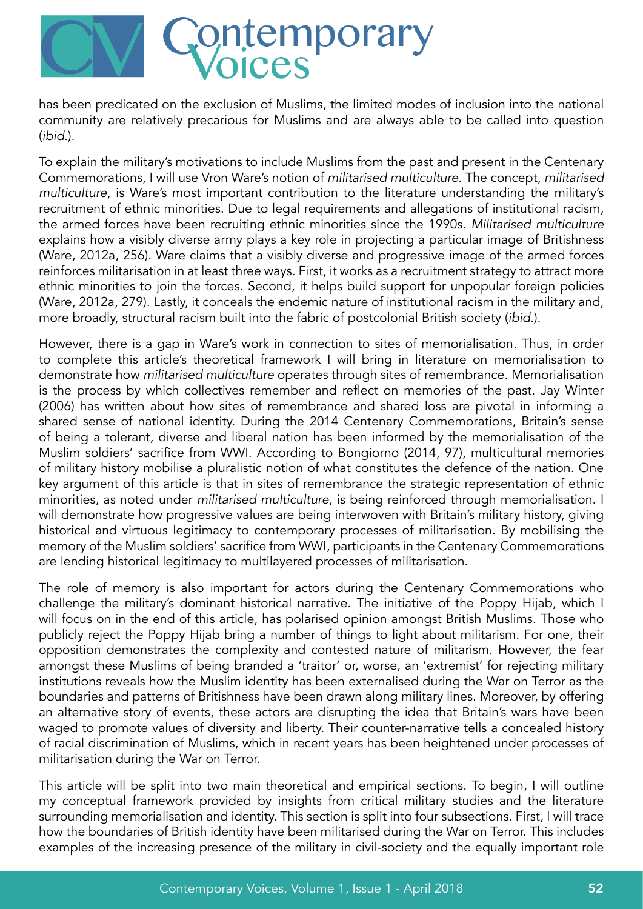has been predicated on the exclusion of Muslims, the limited modes of inclusion into the national community are relatively precarious for Muslims and are always able to be called into question (*ibid*.).

To explain the military's motivations to include Muslims from the past and present in the Centenary Commemorations, I will use Vron Ware's notion of *militarised multiculture*. The concept, *militarised multiculture*, is Ware's most important contribution to the literature understanding the military's recruitment of ethnic minorities. Due to legal requirements and allegations of institutional racism, the armed forces have been recruiting ethnic minorities since the 1990s. *Militarised multiculture* explains how a visibly diverse army plays a key role in projecting a particular image of Britishness (Ware, 2012a, 256). Ware claims that a visibly diverse and progressive image of the armed forces reinforces militarisation in at least three ways. First, it works as a recruitment strategy to attract more ethnic minorities to join the forces. Second, it helps build support for unpopular foreign policies (Ware, 2012a, 279). Lastly, it conceals the endemic nature of institutional racism in the military and, more broadly, structural racism built into the fabric of postcolonial British society (*ibid*.).

However, there is a gap in Ware's work in connection to sites of memorialisation. Thus, in order to complete this article's theoretical framework I will bring in literature on memorialisation to demonstrate how *militarised multiculture* operates through sites of remembrance. Memorialisation is the process by which collectives remember and reflect on memories of the past. Jay Winter (2006) has written about how sites of remembrance and shared loss are pivotal in informing a shared sense of national identity. During the 2014 Centenary Commemorations, Britain's sense of being a tolerant, diverse and liberal nation has been informed by the memorialisation of the Muslim soldiers' sacrifice from WWI. According to Bongiorno (2014, 97), multicultural memories of military history mobilise a pluralistic notion of what constitutes the defence of the nation. One key argument of this article is that in sites of remembrance the strategic representation of ethnic minorities, as noted under *militarised multiculture*, is being reinforced through memorialisation. I will demonstrate how progressive values are being interwoven with Britain's military history, giving historical and virtuous legitimacy to contemporary processes of militarisation. By mobilising the memory of the Muslim soldiers' sacrifice from WWI, participants in the Centenary Commemorations are lending historical legitimacy to multilayered processes of militarisation.

The role of memory is also important for actors during the Centenary Commemorations who challenge the military's dominant historical narrative. The initiative of the Poppy Hijab, which I will focus on in the end of this article, has polarised opinion amongst British Muslims. Those who publicly reject the Poppy Hijab bring a number of things to light about militarism. For one, their opposition demonstrates the complexity and contested nature of militarism. However, the fear amongst these Muslims of being branded a 'traitor' or, worse, an 'extremist' for rejecting military institutions reveals how the Muslim identity has been externalised during the War on Terror as the boundaries and patterns of Britishness have been drawn along military lines. Moreover, by offering an alternative story of events, these actors are disrupting the idea that Britain's wars have been waged to promote values of diversity and liberty. Their counter-narrative tells a concealed history of racial discrimination of Muslims, which in recent years has been heightened under processes of militarisation during the War on Terror.

This article will be split into two main theoretical and empirical sections. To begin, I will outline my conceptual framework provided by insights from critical military studies and the literature surrounding memorialisation and identity. This section is split into four subsections. First, I will trace how the boundaries of British identity have been militarised during the War on Terror. This includes examples of the increasing presence of the military in civil-society and the equally important role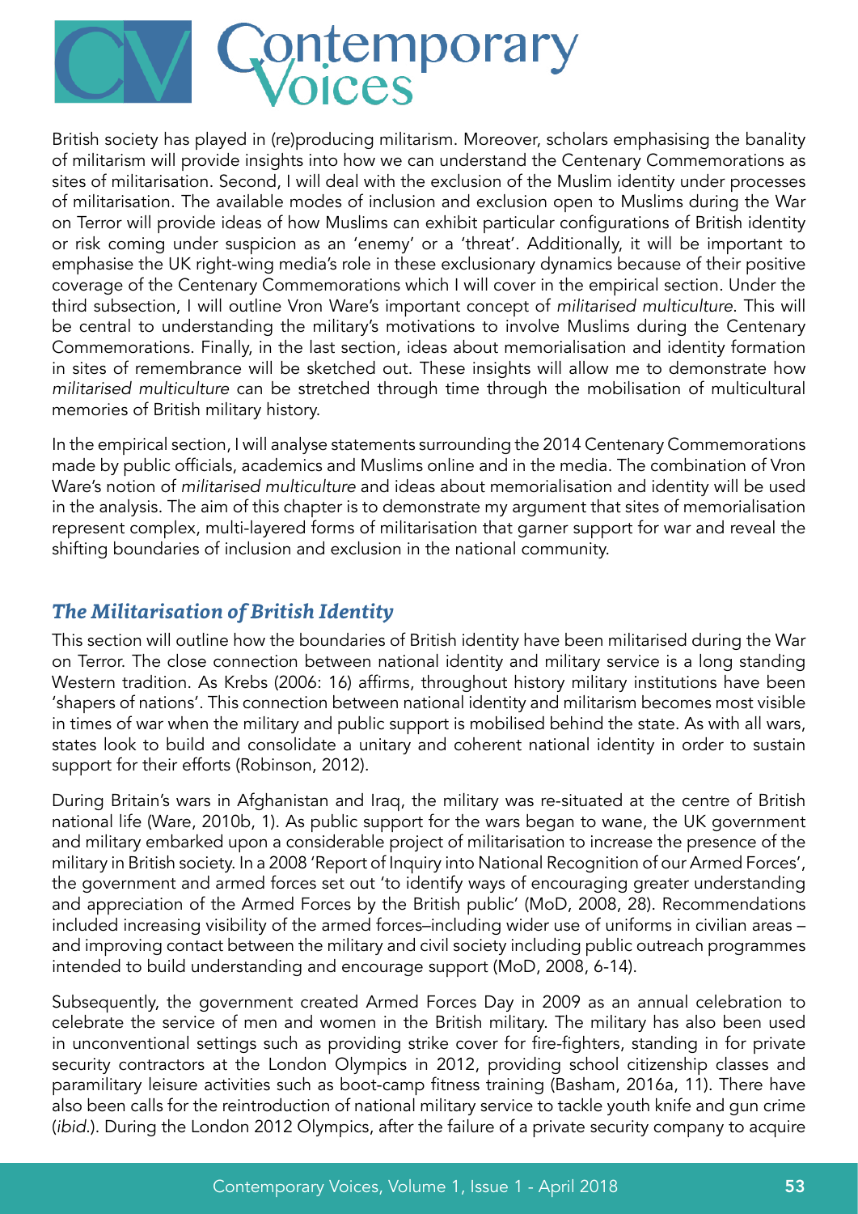British society has played in (re)producing militarism. Moreover, scholars emphasising the banality of militarism will provide insights into how we can understand the Centenary Commemorations as sites of militarisation. Second, I will deal with the exclusion of the Muslim identity under processes of militarisation. The available modes of inclusion and exclusion open to Muslims during the War on Terror will provide ideas of how Muslims can exhibit particular configurations of British identity or risk coming under suspicion as an 'enemy' or a 'threat'. Additionally, it will be important to emphasise the UK right-wing media's role in these exclusionary dynamics because of their positive coverage of the Centenary Commemorations which I will cover in the empirical section. Under the third subsection, I will outline Vron Ware's important concept of *militarised multiculture*. This will be central to understanding the military's motivations to involve Muslims during the Centenary Commemorations. Finally, in the last section, ideas about memorialisation and identity formation in sites of remembrance will be sketched out. These insights will allow me to demonstrate how *militarised multiculture* can be stretched through time through the mobilisation of multicultural memories of British military history.

In the empirical section, I will analyse statements surrounding the 2014 Centenary Commemorations made by public officials, academics and Muslims online and in the media. The combination of Vron Ware's notion of *militarised multiculture* and ideas about memorialisation and identity will be used in the analysis. The aim of this chapter is to demonstrate my argument that sites of memorialisation represent complex, multi-layered forms of militarisation that garner support for war and reveal the shifting boundaries of inclusion and exclusion in the national community.

## *The Militarisation of British Identity*

This section will outline how the boundaries of British identity have been militarised during the War on Terror. The close connection between national identity and military service is a long standing Western tradition. As Krebs (2006: 16) affirms, throughout history military institutions have been 'shapers of nations'. This connection between national identity and militarism becomes most visible in times of war when the military and public support is mobilised behind the state. As with all wars, states look to build and consolidate a unitary and coherent national identity in order to sustain support for their efforts (Robinson, 2012).

During Britain's wars in Afghanistan and Iraq, the military was re-situated at the centre of British national life (Ware, 2010b, 1). As public support for the wars began to wane, the UK government and military embarked upon a considerable project of militarisation to increase the presence of the military in British society. In a 2008 'Report of Inquiry into National Recognition of our Armed Forces', the government and armed forces set out 'to identify ways of encouraging greater understanding and appreciation of the Armed Forces by the British public' (MoD, 2008, 28). Recommendations included increasing visibility of the armed forces–including wider use of uniforms in civilian areas – and improving contact between the military and civil society including public outreach programmes intended to build understanding and encourage support (MoD, 2008, 6-14).

Subsequently, the government created Armed Forces Day in 2009 as an annual celebration to celebrate the service of men and women in the British military. The military has also been used in unconventional settings such as providing strike cover for fire-fighters, standing in for private security contractors at the London Olympics in 2012, providing school citizenship classes and paramilitary leisure activities such as boot-camp fitness training (Basham, 2016a, 11). There have also been calls for the reintroduction of national military service to tackle youth knife and gun crime (*ibid.*). During the London 2012 Olympics, after the failure of a private security company to acquire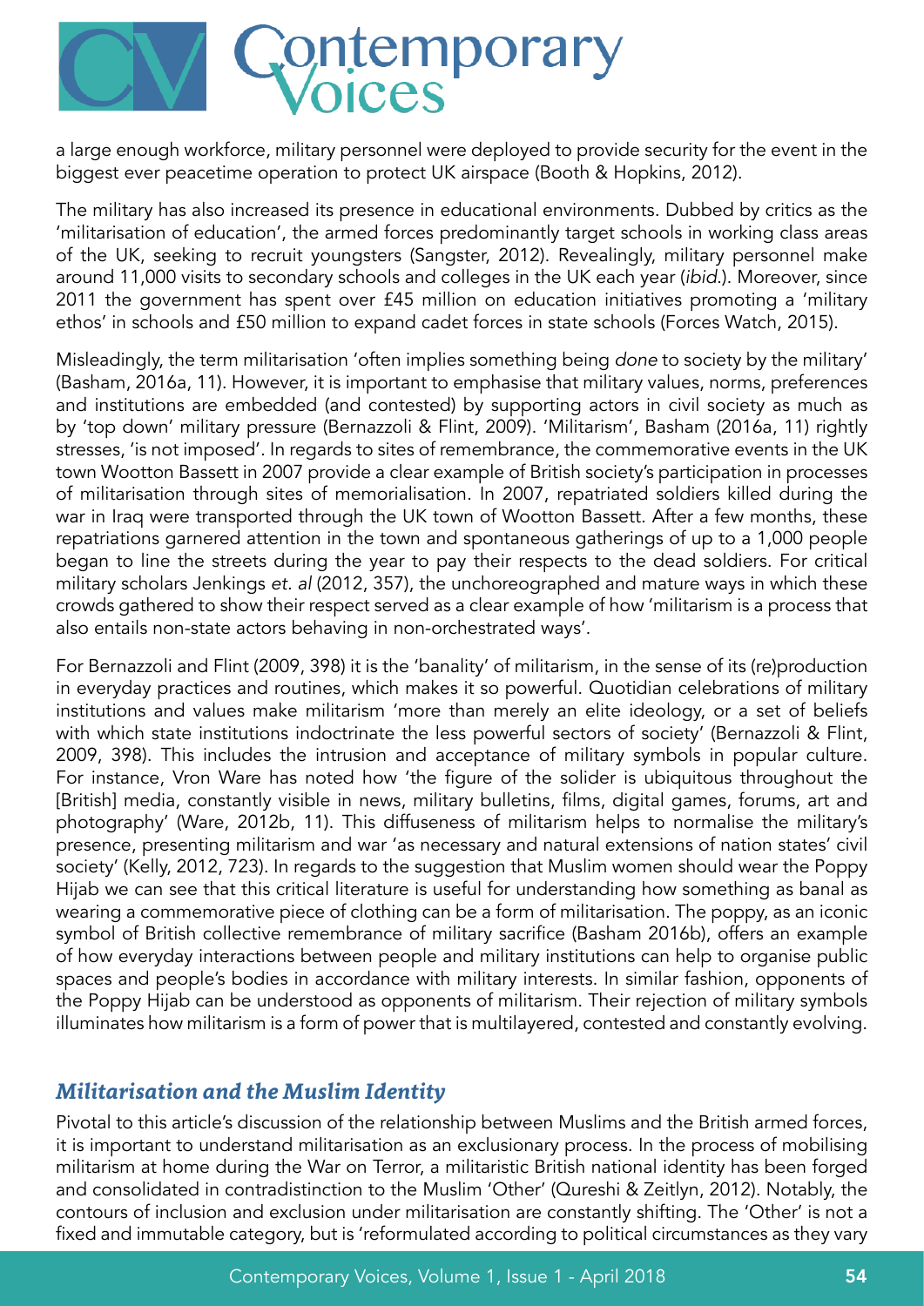a large enough workforce, military personnel were deployed to provide security for the event in the biggest ever peacetime operation to protect UK airspace (Booth & Hopkins, 2012).

The military has also increased its presence in educational environments. Dubbed by critics as the 'militarisation of education', the armed forces predominantly target schools in working class areas of the UK, seeking to recruit youngsters (Sangster, 2012). Revealingly, military personnel make around 11,000 visits to secondary schools and colleges in the UK each year (*ibid.*). Moreover, since 2011 the government has spent over £45 million on education initiatives promoting a 'military ethos' in schools and £50 million to expand cadet forces in state schools (Forces Watch, 2015).

Misleadingly, the term militarisation 'often implies something being *done* to society by the military' (Basham, 2016a, 11). However, it is important to emphasise that military values, norms, preferences and institutions are embedded (and contested) by supporting actors in civil society as much as by 'top down' military pressure (Bernazzoli & Flint, 2009). 'Militarism', Basham (2016a, 11) rightly stresses, 'is not imposed'. In regards to sites of remembrance, the commemorative events in the UK town Wootton Bassett in 2007 provide a clear example of British society's participation in processes of militarisation through sites of memorialisation. In 2007, repatriated soldiers killed during the war in Iraq were transported through the UK town of Wootton Bassett. After a few months, these repatriations garnered attention in the town and spontaneous gatherings of up to a 1,000 people began to line the streets during the year to pay their respects to the dead soldiers. For critical military scholars Jenkings *et. al* (2012, 357), the unchoreographed and mature ways in which these crowds gathered to show their respect served as a clear example of how 'militarism is a process that also entails non-state actors behaving in non-orchestrated ways'.

For Bernazzoli and Flint (2009, 398) it is the 'banality' of militarism, in the sense of its (re)production in everyday practices and routines, which makes it so powerful. Quotidian celebrations of military institutions and values make militarism 'more than merely an elite ideology, or a set of beliefs with which state institutions indoctrinate the less powerful sectors of society' (Bernazzoli & Flint, 2009, 398). This includes the intrusion and acceptance of military symbols in popular culture. For instance, Vron Ware has noted how 'the figure of the solider is ubiquitous throughout the [British] media, constantly visible in news, military bulletins, films, digital games, forums, art and photography' (Ware, 2012b, 11). This diffuseness of militarism helps to normalise the military's presence, presenting militarism and war 'as necessary and natural extensions of nation states' civil society' (Kelly, 2012, 723). In regards to the suggestion that Muslim women should wear the Poppy Hijab we can see that this critical literature is useful for understanding how something as banal as wearing a commemorative piece of clothing can be a form of militarisation. The poppy, as an iconic symbol of British collective remembrance of military sacrifice (Basham 2016b), offers an example of how everyday interactions between people and military institutions can help to organise public spaces and people's bodies in accordance with military interests. In similar fashion, opponents of the Poppy Hijab can be understood as opponents of militarism. Their rejection of military symbols illuminates how militarism is a form of power that is multilayered, contested and constantly evolving.

## *Militarisation and the Muslim Identity*

Pivotal to this article's discussion of the relationship between Muslims and the British armed forces, it is important to understand militarisation as an exclusionary process. In the process of mobilising militarism at home during the War on Terror, a militaristic British national identity has been forged and consolidated in contradistinction to the Muslim 'Other' (Qureshi & Zeitlyn, 2012). Notably, the contours of inclusion and exclusion under militarisation are constantly shifting. The 'Other' is not a fixed and immutable category, but is 'reformulated according to political circumstances as they vary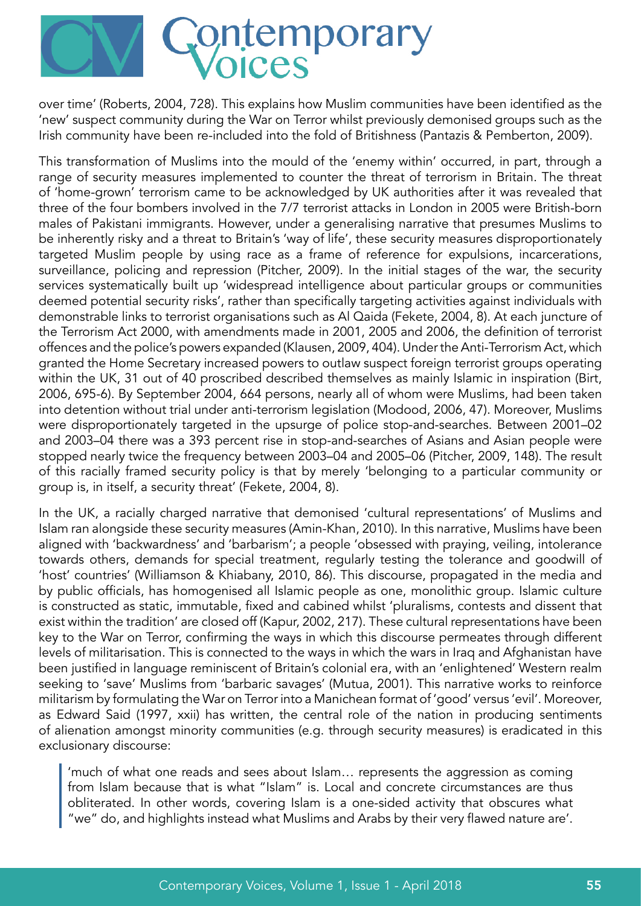over time' (Roberts, 2004, 728). This explains how Muslim communities have been identified as the 'new' suspect community during the War on Terror whilst previously demonised groups such as the Irish community have been re-included into the fold of Britishness (Pantazis & Pemberton, 2009).

This transformation of Muslims into the mould of the 'enemy within' occurred, in part, through a range of security measures implemented to counter the threat of terrorism in Britain. The threat of 'home-grown' terrorism came to be acknowledged by UK authorities after it was revealed that three of the four bombers involved in the 7/7 terrorist attacks in London in 2005 were British-born males of Pakistani immigrants. However, under a generalising narrative that presumes Muslims to be inherently risky and a threat to Britain's 'way of life', these security measures disproportionately targeted Muslim people by using race as a frame of reference for expulsions, incarcerations, surveillance, policing and repression (Pitcher, 2009). In the initial stages of the war, the security services systematically built up 'widespread intelligence about particular groups or communities deemed potential security risks', rather than specifically targeting activities against individuals with demonstrable links to terrorist organisations such as Al Qaida (Fekete, 2004, 8). At each juncture of the Terrorism Act 2000, with amendments made in 2001, 2005 and 2006, the definition of terrorist offences and the police's powers expanded (Klausen, 2009, 404). Under the Anti-Terrorism Act, which granted the Home Secretary increased powers to outlaw suspect foreign terrorist groups operating within the UK, 31 out of 40 proscribed described themselves as mainly Islamic in inspiration (Birt, 2006, 695-6). By September 2004, 664 persons, nearly all of whom were Muslims, had been taken into detention without trial under anti-terrorism legislation (Modood, 2006, 47). Moreover, Muslims were disproportionately targeted in the upsurge of police stop-and-searches. Between 2001–02 and 2003–04 there was a 393 percent rise in stop-and-searches of Asians and Asian people were stopped nearly twice the frequency between 2003–04 and 2005–06 (Pitcher, 2009, 148). The result of this racially framed security policy is that by merely 'belonging to a particular community or group is, in itself, a security threat' (Fekete, 2004, 8).

In the UK, a racially charged narrative that demonised 'cultural representations' of Muslims and Islam ran alongside these security measures (Amin-Khan, 2010). In this narrative, Muslims have been aligned with 'backwardness' and 'barbarism'; a people 'obsessed with praying, veiling, intolerance towards others, demands for special treatment, regularly testing the tolerance and goodwill of 'host' countries' (Williamson & Khiabany, 2010, 86). This discourse, propagated in the media and by public officials, has homogenised all Islamic people as one, monolithic group. Islamic culture is constructed as static, immutable, fixed and cabined whilst 'pluralisms, contests and dissent that exist within the tradition' are closed off (Kapur, 2002, 217). These cultural representations have been key to the War on Terror, confirming the ways in which this discourse permeates through different levels of militarisation. This is connected to the ways in which the wars in Iraq and Afghanistan have been justified in language reminiscent of Britain's colonial era, with an 'enlightened' Western realm seeking to 'save' Muslims from 'barbaric savages' (Mutua, 2001). This narrative works to reinforce militarism by formulating the War on Terror into a Manichean format of 'good' versus 'evil'. Moreover, as Edward Said (1997, xxii) has written, the central role of the nation in producing sentiments of alienation amongst minority communities (e.g. through security measures) is eradicated in this exclusionary discourse:

> 'much of what one reads and sees about Islam… represents the aggression as coming from Islam because that is what "Islam" is. Local and concrete circumstances are thus obliterated. In other words, covering Islam is a one-sided activity that obscures what "we" do, and highlights instead what Muslims and Arabs by their very flawed nature are'.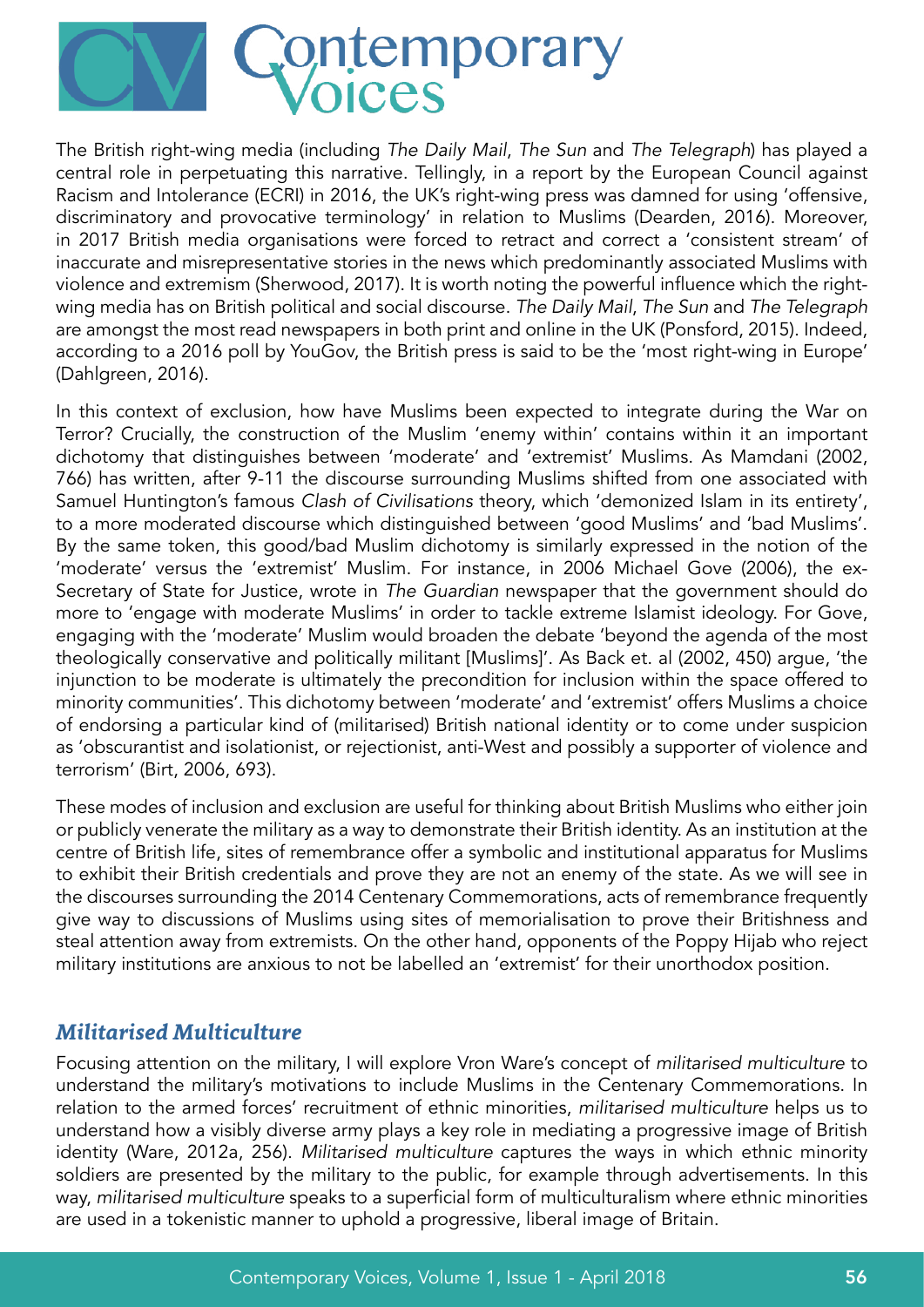The British right-wing media (including *The Daily Mail*, *The Sun* and *The Telegraph*) has played a central role in perpetuating this narrative. Tellingly, in a report by the European Council against Racism and Intolerance (ECRI) in 2016, the UK's right-wing press was damned for using 'offensive, discriminatory and provocative terminology' in relation to Muslims (Dearden, 2016). Moreover, in 2017 British media organisations were forced to retract and correct a 'consistent stream' of inaccurate and misrepresentative stories in the news which predominantly associated Muslims with violence and extremism (Sherwood, 2017). It is worth noting the powerful influence which the right-wing media has on British political and social discourse. *The Daily Mail*, *The Sun* and *The Telegraph* are amongst the most read newspapers in both print and online in the UK (Ponsford, 2015). Indeed, according to a 2016 poll by YouGov, the British press is said to be the 'most right-wing in Europe' (Dahlgreen, 2016).

In this context of exclusion, how have Muslims been expected to integrate during the War on Terror? Crucially, the construction of the Muslim 'enemy within' contains within it an important dichotomy that distinguishes between 'moderate' and 'extremist' Muslims. As Mamdani (2002, 766) has written, after 9-11 the discourse surrounding Muslims shifted from one associated with Samuel Huntington's famous *Clash of Civilisations* theory, which 'demonized Islam in its entirety', to a more moderated discourse which distinguished between 'good Muslims' and 'bad Muslims'. By the same token, this good/bad Muslim dichotomy is similarly expressed in the notion of the 'moderate' versus the 'extremist' Muslim. For instance, in 2006 Michael Gove (2006), the ex-Secretary of State for Justice, wrote in *The Guardian* newspaper that the government should do more to 'engage with moderate Muslims' in order to tackle extreme Islamist ideology. For Gove, engaging with the 'moderate' Muslim would broaden the debate 'beyond the agenda of the most theologically conservative and politically militant [Muslims]'. As Back et. al (2002, 450) argue, 'the injunction to be moderate is ultimately the precondition for inclusion within the space offered to minority communities'. This dichotomy between 'moderate' and 'extremist' offers Muslims a choice of endorsing a particular kind of (militarised) British national identity or to come under suspicion as 'obscurantist and isolationist, or rejectionist, anti-West and possibly a supporter of violence and terrorism' (Birt, 2006, 693).

These modes of inclusion and exclusion are useful for thinking about British Muslims who either join or publicly venerate the military as a way to demonstrate their British identity. As an institution at the centre of British life, sites of remembrance offer a symbolic and institutional apparatus for Muslims to exhibit their British credentials and prove they are not an enemy of the state. As we will see in the discourses surrounding the 2014 Centenary Commemorations, acts of remembrance frequently give way to discussions of Muslims using sites of memorialisation to prove their Britishness and steal attention away from extremists. On the other hand, opponents of the Poppy Hijab who reject military institutions are anxious to not be labelled an 'extremist' for their unorthodox position.

## *Militarised Multiculture*

Focusing attention on the military, I will explore Vron Ware's concept of *militarised multiculture* to understand the military's motivations to include Muslims in the Centenary Commemorations. In relation to the armed forces' recruitment of ethnic minorities, *militarised multiculture* helps us to understand how a visibly diverse army plays a key role in mediating a progressive image of British identity (Ware, 2012a, 256). *Militarised multiculture* captures the ways in which ethnic minority soldiers are presented by the military to the public, for example through advertisements. In this way, *militarised multiculture* speaks to a superficial form of multiculturalism where ethnic minorities are used in a tokenistic manner to uphold a progressive, liberal image of Britain.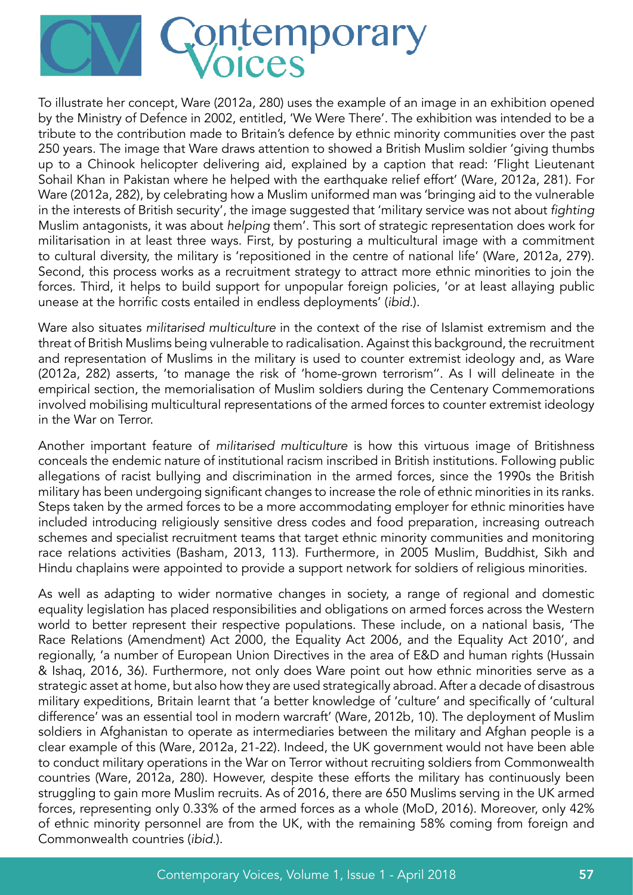To illustrate her concept, Ware (2012a, 280) uses the example of an image in an exhibition opened by the Ministry of Defence in 2002, entitled, 'We Were There'. The exhibition was intended to be a tribute to the contribution made to Britain's defence by ethnic minority communities over the past 250 years. The image that Ware draws attention to showed a British Muslim soldier 'giving thumbs up to a Chinook helicopter delivering aid, explained by a caption that read: 'Flight Lieutenant Sohail Khan in Pakistan where he helped with the earthquake relief effort' (Ware, 2012a, 281). For Ware (2012a, 282), by celebrating how a Muslim uniformed man was 'bringing aid to the vulnerable in the interests of British security', the image suggested that 'military service was not about *fighting* Muslim antagonists, it was about *helping* them'. This sort of strategic representation does work for militarisation in at least three ways. First, by posturing a multicultural image with a commitment to cultural diversity, the military is 'repositioned in the centre of national life' (Ware, 2012a, 279). Second, this process works as a recruitment strategy to attract more ethnic minorities to join the forces. Third, it helps to build support for unpopular foreign policies, 'or at least allaying public unease at the horrific costs entailed in endless deployments' (*ibid*.).

Ware also situates *militarised multiculture* in the context of the rise of Islamist extremism and the threat of British Muslims being vulnerable to radicalisation. Against this background, the recruitment and representation of Muslims in the military is used to counter extremist ideology and, as Ware (2012a, 282) asserts, 'to manage the risk of 'home-grown terrorism''. As I will delineate in the empirical section, the memorialisation of Muslim soldiers during the Centenary Commemorations involved mobilising multicultural representations of the armed forces to counter extremist ideology in the War on Terror.

Another important feature of *militarised multiculture* is how this virtuous image of Britishness conceals the endemic nature of institutional racism inscribed in British institutions. Following public allegations of racist bullying and discrimination in the armed forces, since the 1990s the British military has been undergoing significant changes to increase the role of ethnic minorities in its ranks. Steps taken by the armed forces to be a more accommodating employer for ethnic minorities have included introducing religiously sensitive dress codes and food preparation, increasing outreach schemes and specialist recruitment teams that target ethnic minority communities and monitoring race relations activities (Basham, 2013, 113). Furthermore, in 2005 Muslim, Buddhist, Sikh and Hindu chaplains were appointed to provide a support network for soldiers of religious minorities.

As well as adapting to wider normative changes in society, a range of regional and domestic equality legislation has placed responsibilities and obligations on armed forces across the Western world to better represent their respective populations. These include, on a national basis, 'The Race Relations (Amendment) Act 2000, the Equality Act 2006, and the Equality Act 2010', and regionally, 'a number of European Union Directives in the area of E&D and human rights (Hussain & Ishaq, 2016, 36). Furthermore, not only does Ware point out how ethnic minorities serve as a strategic asset at home, but also how they are used strategically abroad. After a decade of disastrous military expeditions, Britain learnt that 'a better knowledge of 'culture' and specifically of 'cultural difference' was an essential tool in modern warcraft' (Ware, 2012b, 10). The deployment of Muslim soldiers in Afghanistan to operate as intermediaries between the military and Afghan people is a clear example of this (Ware, 2012a, 21-22). Indeed, the UK government would not have been able to conduct military operations in the War on Terror without recruiting soldiers from Commonwealth countries (Ware, 2012a, 280). However, despite these efforts the military has continuously been struggling to gain more Muslim recruits. As of 2016, there are 650 Muslims serving in the UK armed forces, representing only 0.33% of the armed forces as a whole (MoD, 2016). Moreover, only 42% of ethnic minority personnel are from the UK, with the remaining 58% coming from foreign and Commonwealth countries (*ibid*.).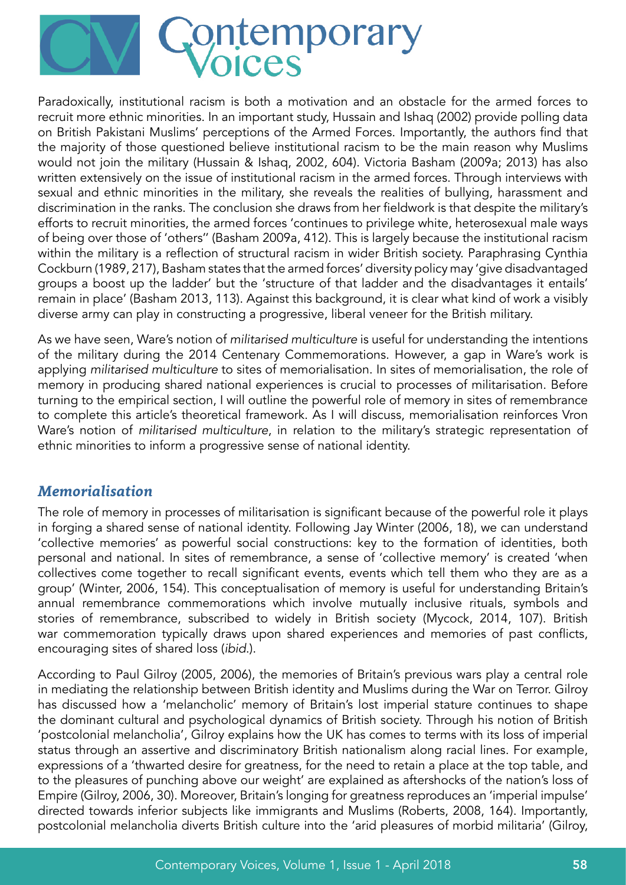Paradoxically, institutional racism is both a motivation and an obstacle for the armed forces to recruit more ethnic minorities. In an important study, Hussain and Ishaq (2002) provide polling data on British Pakistani Muslims' perceptions of the Armed Forces. Importantly, the authors find that the majority of those questioned believe institutional racism to be the main reason why Muslims would not join the military (Hussain & Ishaq, 2002, 604). Victoria Basham (2009a; 2013) has also written extensively on the issue of institutional racism in the armed forces. Through interviews with sexual and ethnic minorities in the military, she reveals the realities of bullying, harassment and discrimination in the ranks. The conclusion she draws from her fieldwork is that despite the military's efforts to recruit minorities, the armed forces 'continues to privilege white, heterosexual male ways of being over those of 'others'' (Basham 2009a, 412). This is largely because the institutional racism within the military is a reflection of structural racism in wider British society. Paraphrasing Cynthia Cockburn (1989, 217), Basham states that the armed forces' diversity policy may 'give disadvantaged groups a boost up the ladder' but the 'structure of that ladder and the disadvantages it entails' remain in place' (Basham 2013, 113). Against this background, it is clear what kind of work a visibly diverse army can play in constructing a progressive, liberal veneer for the British military.

As we have seen, Ware's notion of *militarised multiculture* is useful for understanding the intentions of the military during the 2014 Centenary Commemorations. However, a gap in Ware's work is applying *militarised multiculture* to sites of memorialisation. In sites of memorialisation, the role of memory in producing shared national experiences is crucial to processes of militarisation. Before turning to the empirical section, I will outline the powerful role of memory in sites of remembrance to complete this article's theoretical framework. As I will discuss, memorialisation reinforces Vron Ware's notion of *militarised multiculture*, in relation to the military's strategic representation of ethnic minorities to inform a progressive sense of national identity.

## *Memorialisation*

The role of memory in processes of militarisation is significant because of the powerful role it plays in forging a shared sense of national identity. Following Jay Winter (2006, 18), we can understand 'collective memories' as powerful social constructions: key to the formation of identities, both personal and national. In sites of remembrance, a sense of 'collective memory' is created 'when collectives come together to recall significant events, events which tell them who they are as a group' (Winter, 2006, 154). This conceptualisation of memory is useful for understanding Britain's annual remembrance commemorations which involve mutually inclusive rituals, symbols and stories of remembrance, subscribed to widely in British society (Mycock, 2014, 107). British war commemoration typically draws upon shared experiences and memories of past conflicts, encouraging sites of shared loss (*ibid.*).

According to Paul Gilroy (2005, 2006), the memories of Britain's previous wars play a central role in mediating the relationship between British identity and Muslims during the War on Terror. Gilroy has discussed how a 'melancholic' memory of Britain's lost imperial stature continues to shape the dominant cultural and psychological dynamics of British society. Through his notion of British 'postcolonial melancholia', Gilroy explains how the UK has comes to terms with its loss of imperial status through an assertive and discriminatory British nationalism along racial lines. For example, expressions of a 'thwarted desire for greatness, for the need to retain a place at the top table, and to the pleasures of punching above our weight' are explained as aftershocks of the nation's loss of Empire (Gilroy, 2006, 30). Moreover, Britain's longing for greatness reproduces an 'imperial impulse' directed towards inferior subjects like immigrants and Muslims (Roberts, 2008, 164). Importantly, postcolonial melancholia diverts British culture into the 'arid pleasures of morbid militaria' (Gilroy,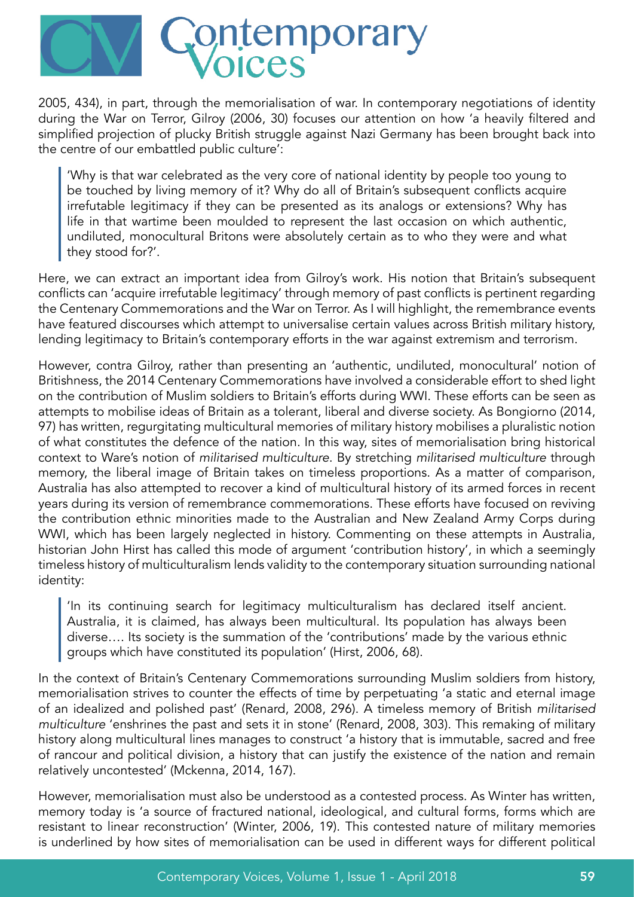2005, 434), in part, through the memorialisation of war. In contemporary negotiations of identity during the War on Terror, Gilroy (2006, 30) focuses our attention on how 'a heavily filtered and simplified projection of plucky British struggle against Nazi Germany has been brought back into the centre of our embattled public culture':

> 'Why is that war celebrated as the very core of national identity by people too young to be touched by living memory of it? Why do all of Britain's subsequent conflicts acquire irrefutable legitimacy if they can be presented as its analogs or extensions? Why has life in that wartime been moulded to represent the last occasion on which authentic, undiluted, monocultural Britons were absolutely certain as to who they were and what they stood for?'.

Here, we can extract an important idea from Gilroy's work. His notion that Britain's subsequent conflicts can 'acquire irrefutable legitimacy' through memory of past conflicts is pertinent regarding the Centenary Commemorations and the War on Terror. As I will highlight, the remembrance events have featured discourses which attempt to universalise certain values across British military history, lending legitimacy to Britain's contemporary efforts in the war against extremism and terrorism.

However, contra Gilroy, rather than presenting an 'authentic, undiluted, monocultural' notion of Britishness, the 2014 Centenary Commemorations have involved a considerable effort to shed light on the contribution of Muslim soldiers to Britain's efforts during WWI. These efforts can be seen as attempts to mobilise ideas of Britain as a tolerant, liberal and diverse society. As Bongiorno (2014, 97) has written, regurgitating multicultural memories of military history mobilises a pluralistic notion of what constitutes the defence of the nation. In this way, sites of memorialisation bring historical context to Ware's notion of *militarised multiculture*. By stretching *militarised multiculture* through memory, the liberal image of Britain takes on timeless proportions. As a matter of comparison, Australia has also attempted to recover a kind of multicultural history of its armed forces in recent years during its version of remembrance commemorations. These efforts have focused on reviving the contribution ethnic minorities made to the Australian and New Zealand Army Corps during WWI, which has been largely neglected in history. Commenting on these attempts in Australia, historian John Hirst has called this mode of argument 'contribution history', in which a seemingly timeless history of multiculturalism lends validity to the contemporary situation surrounding national identity:

> 'In its continuing search for legitimacy multiculturalism has declared itself ancient. Australia, it is claimed, has always been multicultural. Its population has always been diverse…. Its society is the summation of the 'contributions' made by the various ethnic groups which have constituted its population' (Hirst, 2006, 68).

In the context of Britain's Centenary Commemorations surrounding Muslim soldiers from history, memorialisation strives to counter the effects of time by perpetuating 'a static and eternal image of an idealized and polished past' (Renard, 2008, 296). A timeless memory of British *militarised multiculture* 'enshrines the past and sets it in stone' (Renard, 2008, 303). This remaking of military history along multicultural lines manages to construct 'a history that is immutable, sacred and free of rancour and political division, a history that can justify the existence of the nation and remain relatively uncontested' (Mckenna, 2014, 167).

However, memorialisation must also be understood as a contested process. As Winter has written, memory today is 'a source of fractured national, ideological, and cultural forms, forms which are resistant to linear reconstruction' (Winter, 2006, 19). This contested nature of military memories is underlined by how sites of memorialisation can be used in different ways for different political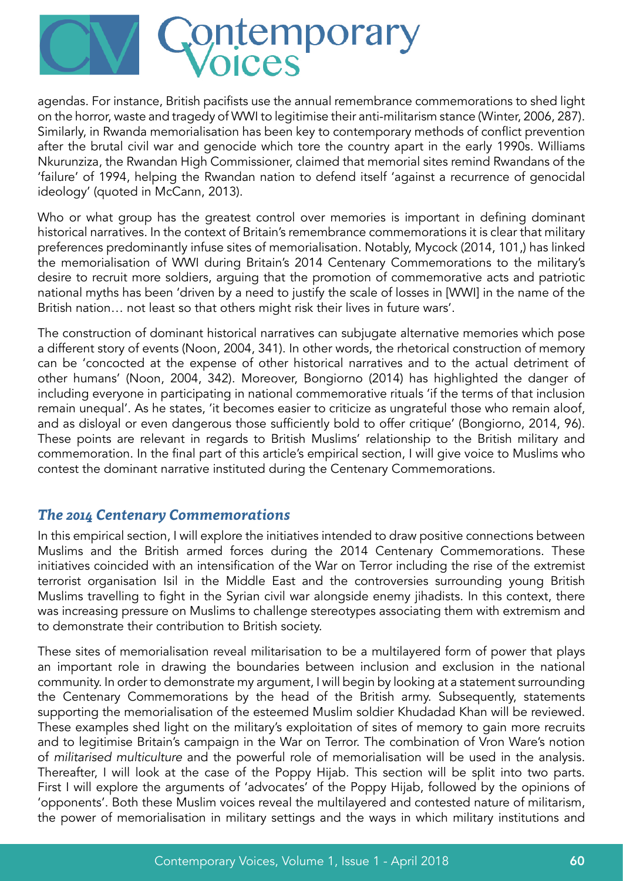agendas. For instance, British pacifists use the annual remembrance commemorations to shed light on the horror, waste and tragedy of WWI to legitimise their anti-militarism stance (Winter, 2006, 287). Similarly, in Rwanda memorialisation has been key to contemporary methods of conflict prevention after the brutal civil war and genocide which tore the country apart in the early 1990s. Williams Nkurunziza, the Rwandan High Commissioner, claimed that memorial sites remind Rwandans of the 'failure' of 1994, helping the Rwandan nation to defend itself 'against a recurrence of genocidal ideology' (quoted in McCann, 2013).

Who or what group has the greatest control over memories is important in defining dominant historical narratives. In the context of Britain's remembrance commemorations it is clear that military preferences predominantly infuse sites of memorialisation. Notably, Mycock (2014, 101,) has linked the memorialisation of WWI during Britain's 2014 Centenary Commemorations to the military's desire to recruit more soldiers, arguing that the promotion of commemorative acts and patriotic national myths has been 'driven by a need to justify the scale of losses in [WWI] in the name of the British nation… not least so that others might risk their lives in future wars'.

The construction of dominant historical narratives can subjugate alternative memories which pose a different story of events (Noon, 2004, 341). In other words, the rhetorical construction of memory can be 'concocted at the expense of other historical narratives and to the actual detriment of other humans' (Noon, 2004, 342). Moreover, Bongiorno (2014) has highlighted the danger of including everyone in participating in national commemorative rituals 'if the terms of that inclusion remain unequal'. As he states, 'it becomes easier to criticize as ungrateful those who remain aloof, and as disloyal or even dangerous those sufficiently bold to offer critique' (Bongiorno, 2014, 96). These points are relevant in regards to British Muslims' relationship to the British military and commemoration. In the final part of this article's empirical section, I will give voice to Muslims who contest the dominant narrative instituted during the Centenary Commemorations.

## *The 2014 Centenary Commemorations*

In this empirical section, I will explore the initiatives intended to draw positive connections between Muslims and the British armed forces during the 2014 Centenary Commemorations. These initiatives coincided with an intensification of the War on Terror including the rise of the extremist terrorist organisation Isil in the Middle East and the controversies surrounding young British Muslims travelling to fight in the Syrian civil war alongside enemy jihadists. In this context, there was increasing pressure on Muslims to challenge stereotypes associating them with extremism and to demonstrate their contribution to British society.

These sites of memorialisation reveal militarisation to be a multilayered form of power that plays an important role in drawing the boundaries between inclusion and exclusion in the national community. In order to demonstrate my argument, I will begin by looking at a statement surrounding the Centenary Commemorations by the head of the British army. Subsequently, statements supporting the memorialisation of the esteemed Muslim soldier Khudadad Khan will be reviewed. These examples shed light on the military's exploitation of sites of memory to gain more recruits and to legitimise Britain's campaign in the War on Terror. The combination of Vron Ware's notion of *militarised multiculture* and the powerful role of memorialisation will be used in the analysis. Thereafter, I will look at the case of the Poppy Hijab. This section will be split into two parts. First I will explore the arguments of 'advocates' of the Poppy Hijab, followed by the opinions of 'opponents'. Both these Muslim voices reveal the multilayered and contested nature of militarism, the power of memorialisation in military settings and the ways in which military institutions and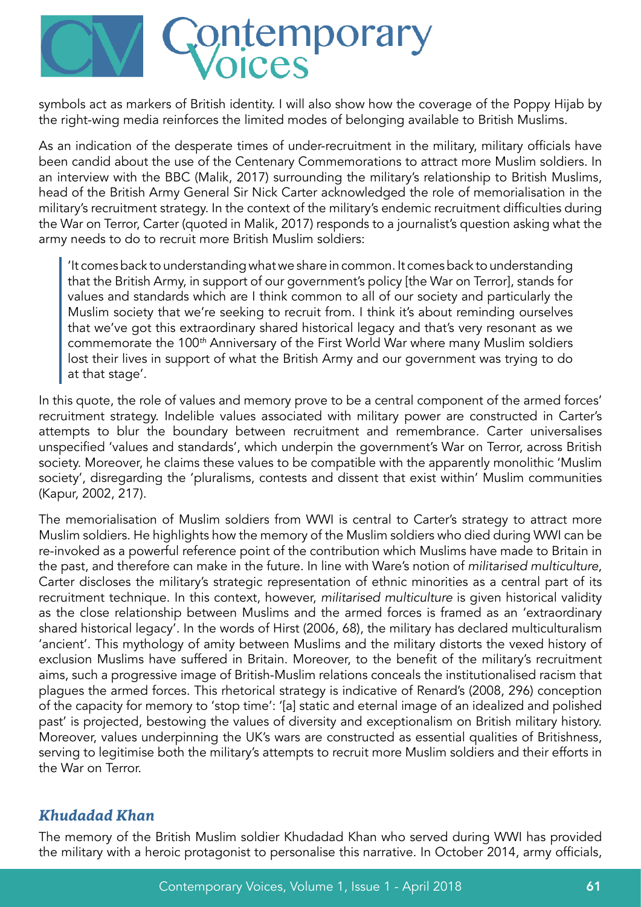symbols act as markers of British identity. I will also show how the coverage of the Poppy Hijab by the right-wing media reinforces the limited modes of belonging available to British Muslims.

As an indication of the desperate times of under-recruitment in the military, military officials have been candid about the use of the Centenary Commemorations to attract more Muslim soldiers. In an interview with the BBC (Malik, 2017) surrounding the military's relationship to British Muslims, head of the British Army General Sir Nick Carter acknowledged the role of memorialisation in the military's recruitment strategy. In the context of the military's endemic recruitment difficulties during the War on Terror, Carter (quoted in Malik, 2017) responds to a journalist's question asking what the army needs to do to recruit more British Muslim soldiers:

> 'It comes back to understanding what we share in common. It comes back to understanding that the British Army, in support of our government's policy [the War on Terror], stands for values and standards which are I think common to all of our society and particularly the Muslim society that we're seeking to recruit from. I think it's about reminding ourselves that we've got this extraordinary shared historical legacy and that's very resonant as we commemorate the 100th Anniversary of the First World War where many Muslim soldiers lost their lives in support of what the British Army and our government was trying to do at that stage'.

In this quote, the role of values and memory prove to be a central component of the armed forces' recruitment strategy. Indelible values associated with military power are constructed in Carter's attempts to blur the boundary between recruitment and remembrance. Carter universalises unspecified 'values and standards', which underpin the government's War on Terror, across British society. Moreover, he claims these values to be compatible with the apparently monolithic 'Muslim society', disregarding the 'pluralisms, contests and dissent that exist within' Muslim communities (Kapur, 2002, 217).

The memorialisation of Muslim soldiers from WWI is central to Carter's strategy to attract more Muslim soldiers. He highlights how the memory of the Muslim soldiers who died during WWI can be re-invoked as a powerful reference point of the contribution which Muslims have made to Britain in the past, and therefore can make in the future. In line with Ware's notion of *militarised multiculture*, Carter discloses the military's strategic representation of ethnic minorities as a central part of its recruitment technique. In this context, however, *militarised multiculture* is given historical validity as the close relationship between Muslims and the armed forces is framed as an 'extraordinary shared historical legacy'. In the words of Hirst (2006, 68), the military has declared multiculturalism 'ancient'. This mythology of amity between Muslims and the military distorts the vexed history of exclusion Muslims have suffered in Britain. Moreover, to the benefit of the military's recruitment aims, such a progressive image of British-Muslim relations conceals the institutionalised racism that plagues the armed forces. This rhetorical strategy is indicative of Renard's (2008, 296) conception of the capacity for memory to 'stop time': '[a] static and eternal image of an idealized and polished past' is projected, bestowing the values of diversity and exceptionalism on British military history. Moreover, values underpinning the UK's wars are constructed as essential qualities of Britishness, serving to legitimise both the military's attempts to recruit more Muslim soldiers and their efforts in the War on Terror.

## *Khudadad Khan*

The memory of the British Muslim soldier Khudadad Khan who served during WWI has provided the military with a heroic protagonist to personalise this narrative. In October 2014, army officials,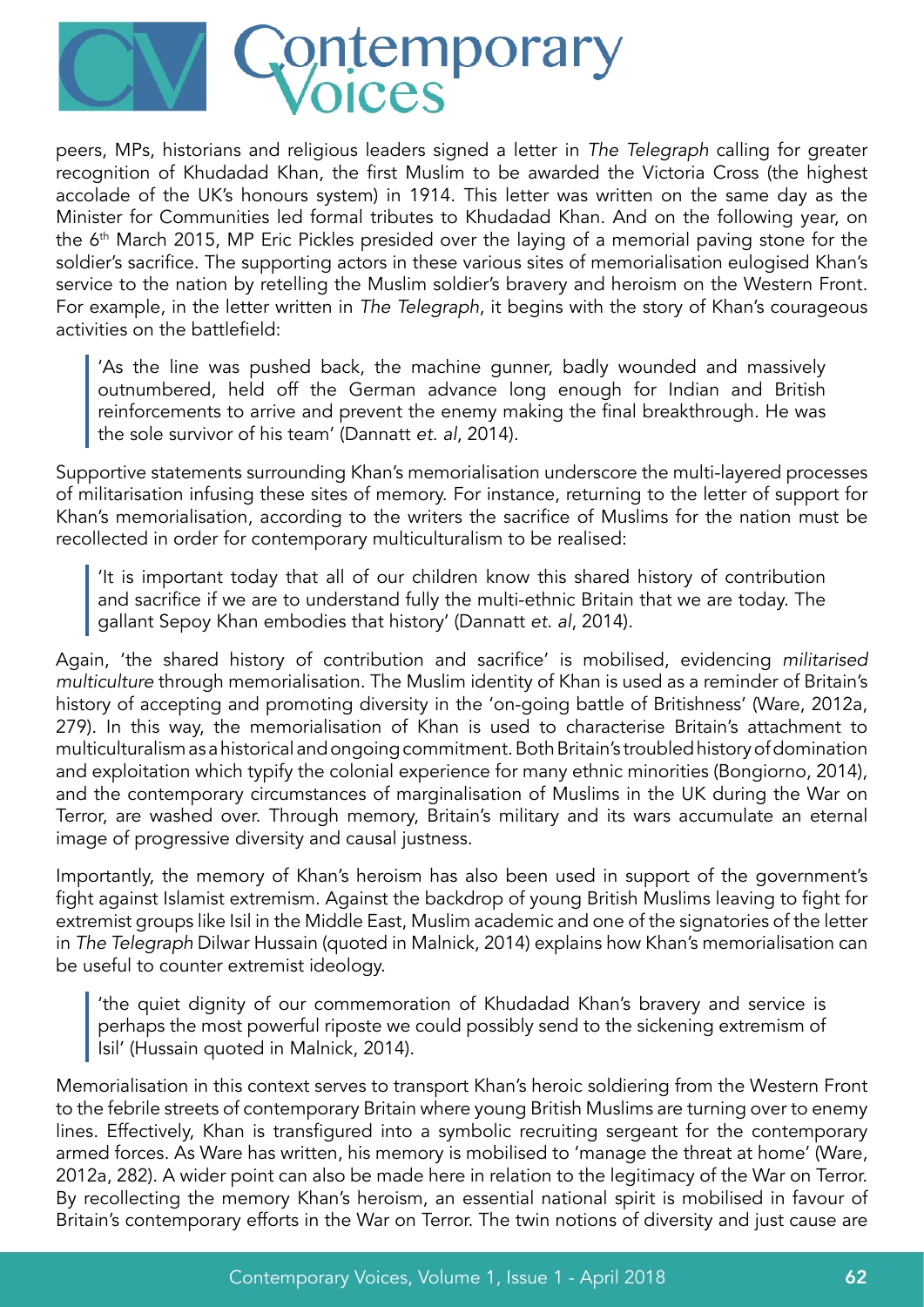peers, MPs, historians and religious leaders signed a letter in *The Telegraph* calling for greater recognition of Khudadad Khan, the first Muslim to be awarded the Victoria Cross (the highest accolade of the UK's honours system) in 1914. This letter was written on the same day as the Minister for Communities led formal tributes to Khudadad Khan. And on the following year, on the 6th March 2015, MP Eric Pickles presided over the laying of a memorial paving stone for the soldier's sacrifice. The supporting actors in these various sites of memorialisation eulogised Khan's service to the nation by retelling the Muslim soldier's bravery and heroism on the Western Front. For example, in the letter written in *The Telegraph*, it begins with the story of Khan's courageous activities on the battlefield:

> 'As the line was pushed back, the machine gunner, badly wounded and massively outnumbered, held off the German advance long enough for Indian and British reinforcements to arrive and prevent the enemy making the final breakthrough. He was the sole survivor of his team' (Dannatt *et. al*, 2014).

Supportive statements surrounding Khan's memorialisation underscore the multi-layered processes of militarisation infusing these sites of memory. For instance, returning to the letter of support for Khan's memorialisation, according to the writers the sacrifice of Muslims for the nation must be recollected in order for contemporary multiculturalism to be realised:

> 'It is important today that all of our children know this shared history of contribution and sacrifice if we are to understand fully the multi-ethnic Britain that we are today. The gallant Sepoy Khan embodies that history' (Dannatt *et. al*, 2014).

Again, 'the shared history of contribution and sacrifice' is mobilised, evidencing *militarised multiculture* through memorialisation. The Muslim identity of Khan is used as a reminder of Britain's history of accepting and promoting diversity in the 'on-going battle of Britishness' (Ware, 2012a, 279). In this way, the memorialisation of Khan is used to characterise Britain's attachment to multiculturalism as a historical and ongoing commitment. Both Britain's troubled history of domination and exploitation which typify the colonial experience for many ethnic minorities (Bongiorno, 2014), and the contemporary circumstances of marginalisation of Muslims in the UK during the War on Terror, are washed over. Through memory, Britain's military and its wars accumulate an eternal image of progressive diversity and causal justness.

Importantly, the memory of Khan's heroism has also been used in support of the government's fight against Islamist extremism. Against the backdrop of young British Muslims leaving to fight for extremist groups like Isil in the Middle East, Muslim academic and one of the signatories of the letter in *The Telegraph* Dilwar Hussain (quoted in Malnick, 2014) explains how Khan's memorialisation can be useful to counter extremist ideology.

> 'the quiet dignity of our commemoration of Khudadad Khan's bravery and service is perhaps the most powerful riposte we could possibly send to the sickening extremism of Isil' (Hussain quoted in Malnick, 2014).

Memorialisation in this context serves to transport Khan's heroic soldiering from the Western Front to the febrile streets of contemporary Britain where young British Muslims are turning over to enemy lines. Effectively, Khan is transfigured into a symbolic recruiting sergeant for the contemporary armed forces. As Ware has written, his memory is mobilised to 'manage the threat at home' (Ware, 2012a, 282). A wider point can also be made here in relation to the legitimacy of the War on Terror. By recollecting the memory Khan's heroism, an essential national spirit is mobilised in favour of Britain's contemporary efforts in the War on Terror. The twin notions of diversity and just cause are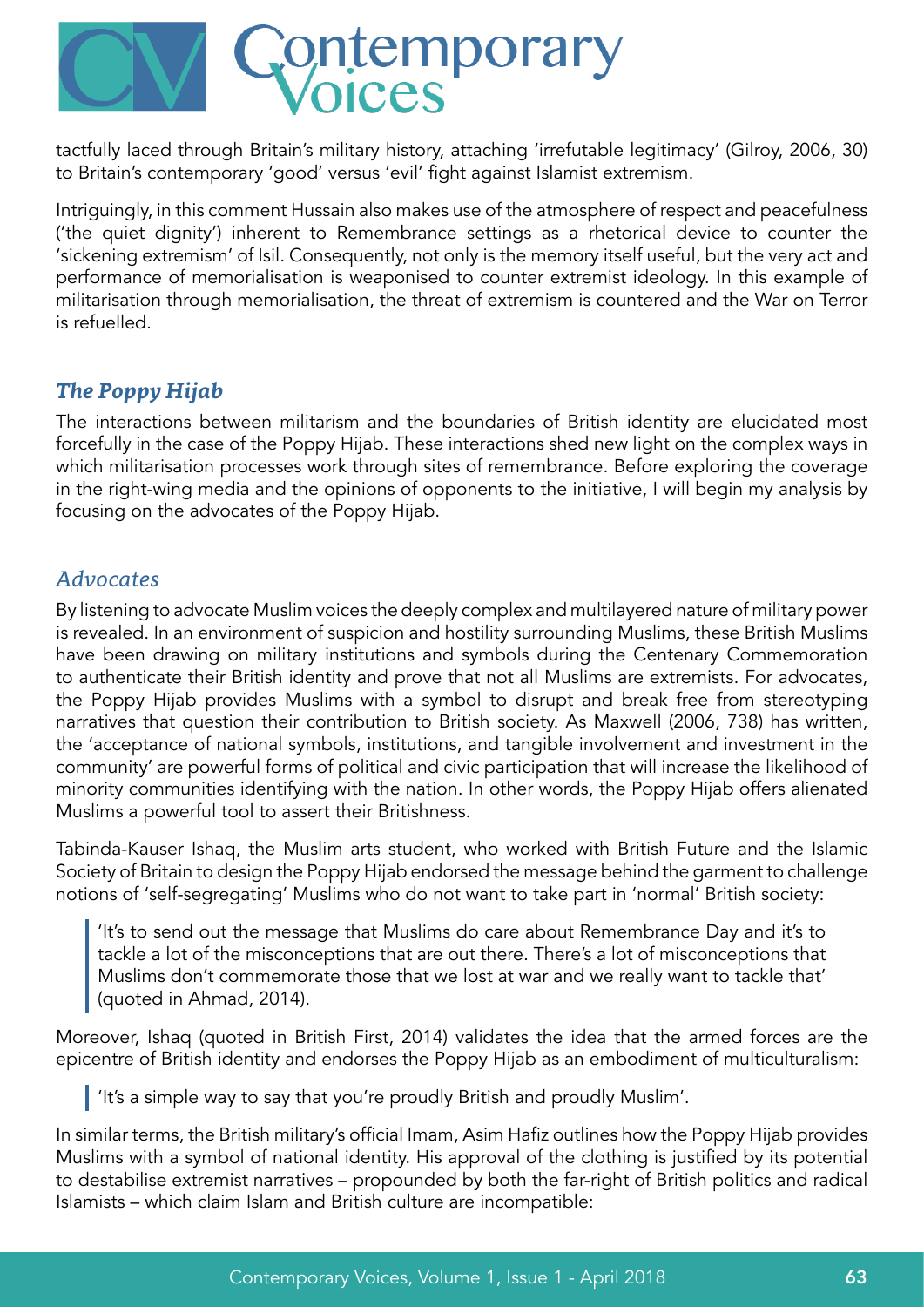tactfully laced through Britain's military history, attaching 'irrefutable legitimacy' (Gilroy, 2006, 30) to Britain's contemporary 'good' versus 'evil' fight against Islamist extremism.

Intriguingly, in this comment Hussain also makes use of the atmosphere of respect and peacefulness ('the quiet dignity') inherent to Remembrance settings as a rhetorical device to counter the 'sickening extremism' of Isil. Consequently, not only is the memory itself useful, but the very act and performance of memorialisation is weaponised to counter extremist ideology. In this example of militarisation through memorialisation, the threat of extremism is countered and the War on Terror is refuelled.

### *The Poppy Hijab*

The interactions between militarism and the boundaries of British identity are elucidated most forcefully in the case of the Poppy Hijab. These interactions shed new light on the complex ways in which militarisation processes work through sites of remembrance. Before exploring the coverage in the right-wing media and the opinions of opponents to the initiative, I will begin my analysis by focusing on the advocates of the Poppy Hijab.

### *Advocates*

By listening to advocate Muslim voices the deeply complex and multilayered nature of military power is revealed. In an environment of suspicion and hostility surrounding Muslims, these British Muslims have been drawing on military institutions and symbols during the Centenary Commemoration to authenticate their British identity and prove that not all Muslims are extremists. For advocates, the Poppy Hijab provides Muslims with a symbol to disrupt and break free from stereotyping narratives that question their contribution to British society. As Maxwell (2006, 738) has written, the 'acceptance of national symbols, institutions, and tangible involvement and investment in the community' are powerful forms of political and civic participation that will increase the likelihood of minority communities identifying with the nation. In other words, the Poppy Hijab offers alienated Muslims a powerful tool to assert their Britishness.

Tabinda-Kauser Ishaq, the Muslim arts student, who worked with British Future and the Islamic Society of Britain to design the Poppy Hijab endorsed the message behind the garment to challenge notions of 'self-segregating' Muslims who do not want to take part in 'normal' British society:

> 'It's to send out the message that Muslims do care about Remembrance Day and it's to tackle a lot of the misconceptions that are out there. There's a lot of misconceptions that Muslims don't commemorate those that we lost at war and we really want to tackle that' (quoted in Ahmad, 2014).

Moreover, Ishaq (quoted in British First, 2014) validates the idea that the armed forces are the epicentre of British identity and endorses the Poppy Hijab as an embodiment of multiculturalism:

> 'It's a simple way to say that you're proudly British and proudly Muslim'.

In similar terms, the British military's official Imam, Asim Hafiz outlines how the Poppy Hijab provides Muslims with a symbol of national identity. His approval of the clothing is justified by its potential to destabilise extremist narratives – propounded by both the far-right of British politics and radical Islamists – which claim Islam and British culture are incompatible: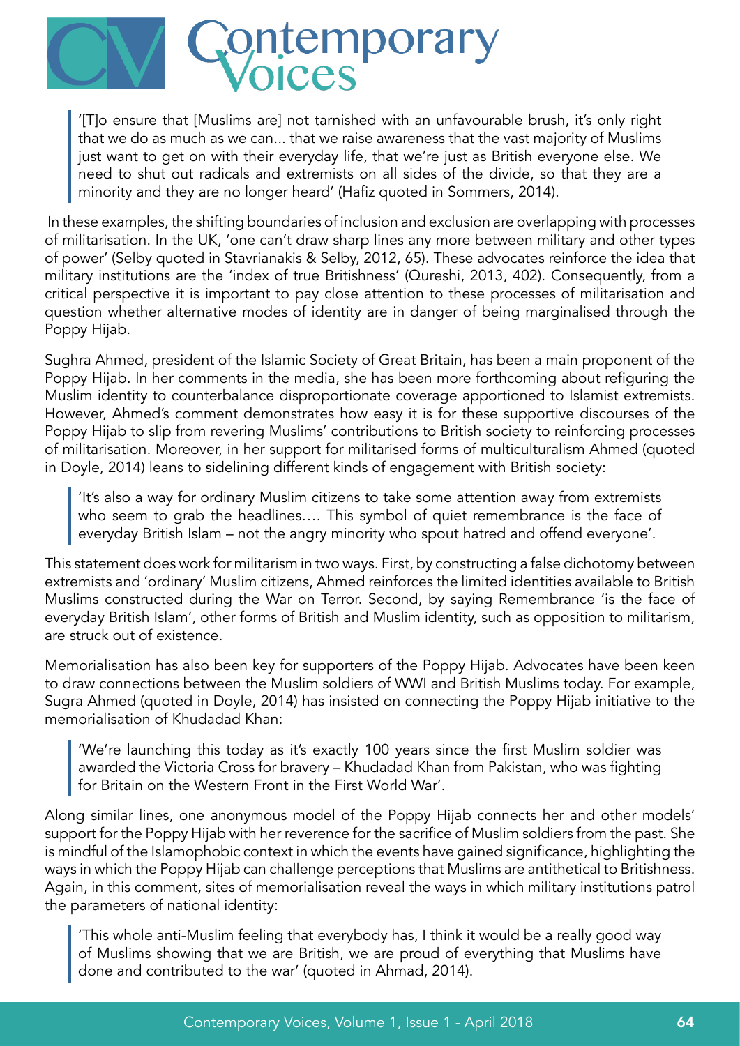> '[T]o ensure that [Muslims are] not tarnished with an unfavourable brush, it's only right that we do as much as we can... that we raise awareness that the vast majority of Muslims just want to get on with their everyday life, that we're just as British everyone else. We need to shut out radicals and extremists on all sides of the divide, so that they are a minority and they are no longer heard' (Hafiz quoted in Sommers, 2014).

In these examples, the shifting boundaries of inclusion and exclusion are overlapping with processes of militarisation. In the UK, 'one can't draw sharp lines any more between military and other types of power' (Selby quoted in Stavrianakis & Selby, 2012, 65). These advocates reinforce the idea that military institutions are the 'index of true Britishness' (Qureshi, 2013, 402). Consequently, from a critical perspective it is important to pay close attention to these processes of militarisation and question whether alternative modes of identity are in danger of being marginalised through the Poppy Hijab.

Sughra Ahmed, president of the Islamic Society of Great Britain, has been a main proponent of the Poppy Hijab. In her comments in the media, she has been more forthcoming about refiguring the Muslim identity to counterbalance disproportionate coverage apportioned to Islamist extremists. However, Ahmed's comment demonstrates how easy it is for these supportive discourses of the Poppy Hijab to slip from revering Muslims' contributions to British society to reinforcing processes of militarisation. Moreover, in her support for militarised forms of multiculturalism Ahmed (quoted in Doyle, 2014) leans to sidelining different kinds of engagement with British society:

> 'It's also a way for ordinary Muslim citizens to take some attention away from extremists who seem to grab the headlines…. This symbol of quiet remembrance is the face of everyday British Islam – not the angry minority who spout hatred and offend everyone'.

This statement does work for militarism in two ways. First, by constructing a false dichotomy between extremists and 'ordinary' Muslim citizens, Ahmed reinforces the limited identities available to British Muslims constructed during the War on Terror. Second, by saying Remembrance 'is the face of everyday British Islam', other forms of British and Muslim identity, such as opposition to militarism, are struck out of existence.

Memorialisation has also been key for supporters of the Poppy Hijab. Advocates have been keen to draw connections between the Muslim soldiers of WWI and British Muslims today. For example, Sugra Ahmed (quoted in Doyle, 2014) has insisted on connecting the Poppy Hijab initiative to the memorialisation of Khudadad Khan:

> 'We're launching this today as it's exactly 100 years since the first Muslim soldier was awarded the Victoria Cross for bravery – Khudadad Khan from Pakistan, who was fighting for Britain on the Western Front in the First World War'.

Along similar lines, one anonymous model of the Poppy Hijab connects her and other models' support for the Poppy Hijab with her reverence for the sacrifice of Muslim soldiers from the past. She is mindful of the Islamophobic context in which the events have gained significance, highlighting the ways in which the Poppy Hijab can challenge perceptions that Muslims are antithetical to Britishness. Again, in this comment, sites of memorialisation reveal the ways in which military institutions patrol the parameters of national identity:

> 'This whole anti-Muslim feeling that everybody has, I think it would be a really good way of Muslims showing that we are British, we are proud of everything that Muslims have done and contributed to the war' (quoted in Ahmad, 2014).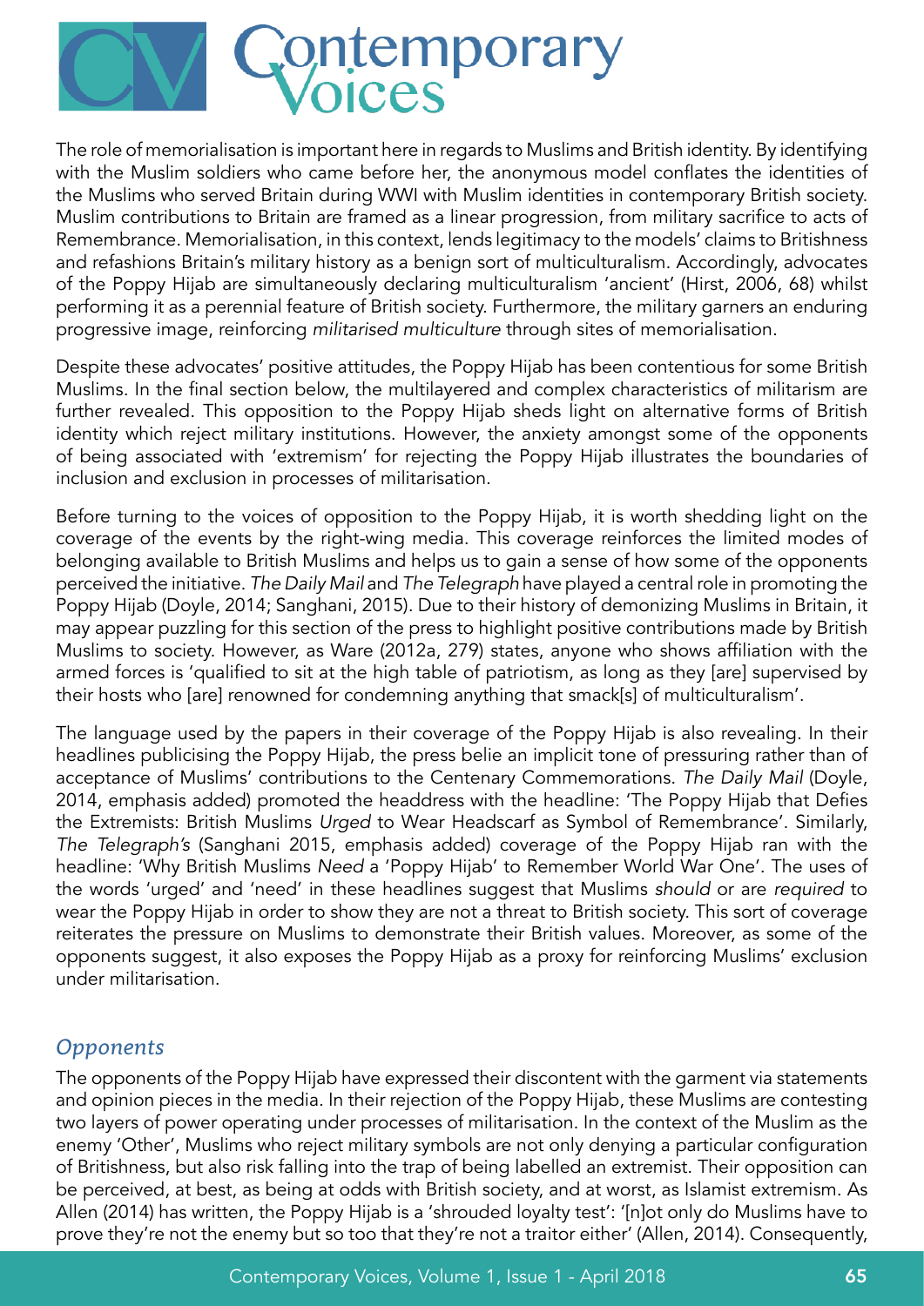The role of memorialisation is important here in regards to Muslims and British identity. By identifying with the Muslim soldiers who came before her, the anonymous model conflates the identities of the Muslims who served Britain during WWI with Muslim identities in contemporary British society. Muslim contributions to Britain are framed as a linear progression, from military sacrifice to acts of Remembrance. Memorialisation, in this context, lends legitimacy to the models' claims to Britishness and refashions Britain's military history as a benign sort of multiculturalism. Accordingly, advocates of the Poppy Hijab are simultaneously declaring multiculturalism 'ancient' (Hirst, 2006, 68) whilst performing it as a perennial feature of British society. Furthermore, the military garners an enduring progressive image, reinforcing *militarised multiculture* through sites of memorialisation.

Despite these advocates' positive attitudes, the Poppy Hijab has been contentious for some British Muslims. In the final section below, the multilayered and complex characteristics of militarism are further revealed. This opposition to the Poppy Hijab sheds light on alternative forms of British identity which reject military institutions. However, the anxiety amongst some of the opponents of being associated with 'extremism' for rejecting the Poppy Hijab illustrates the boundaries of inclusion and exclusion in processes of militarisation.

Before turning to the voices of opposition to the Poppy Hijab, it is worth shedding light on the coverage of the events by the right-wing media. This coverage reinforces the limited modes of belonging available to British Muslims and helps us to gain a sense of how some of the opponents perceived the initiative. *The Daily Mail* and *The Telegraph* have played a central role in promoting the Poppy Hijab (Doyle, 2014; Sanghani, 2015). Due to their history of demonizing Muslims in Britain, it may appear puzzling for this section of the press to highlight positive contributions made by British Muslims to society. However, as Ware (2012a, 279) states, anyone who shows affiliation with the armed forces is 'qualified to sit at the high table of patriotism, as long as they [are] supervised by their hosts who [are] renowned for condemning anything that smack[s] of multiculturalism'.

The language used by the papers in their coverage of the Poppy Hijab is also revealing. In their headlines publicising the Poppy Hijab, the press belie an implicit tone of pressuring rather than of acceptance of Muslims' contributions to the Centenary Commemorations. *The Daily Mail* (Doyle, 2014, emphasis added) promoted the headdress with the headline: 'The Poppy Hijab that Defies the Extremists: British Muslims *Urged* to Wear Headscarf as Symbol of Remembrance'. Similarly, *The Telegraph's* (Sanghani 2015, emphasis added) coverage of the Poppy Hijab ran with the headline: 'Why British Muslims *Need* a 'Poppy Hijab' to Remember World War One'. The uses of the words 'urged' and 'need' in these headlines suggest that Muslims *should* or are *required* to wear the Poppy Hijab in order to show they are not a threat to British society. This sort of coverage reiterates the pressure on Muslims to demonstrate their British values. Moreover, as some of the opponents suggest, it also exposes the Poppy Hijab as a proxy for reinforcing Muslims' exclusion under militarisation.

## *Opponents*

The opponents of the Poppy Hijab have expressed their discontent with the garment via statements and opinion pieces in the media. In their rejection of the Poppy Hijab, these Muslims are contesting two layers of power operating under processes of militarisation. In the context of the Muslim as the enemy 'Other', Muslims who reject military symbols are not only denying a particular configuration of Britishness, but also risk falling into the trap of being labelled an extremist. Their opposition can be perceived, at best, as being at odds with British society, and at worst, as Islamist extremism. As Allen (2014) has written, the Poppy Hijab is a 'shrouded loyalty test': '[n]ot only do Muslims have to prove they're not the enemy but so too that they're not a traitor either' (Allen, 2014). Consequently,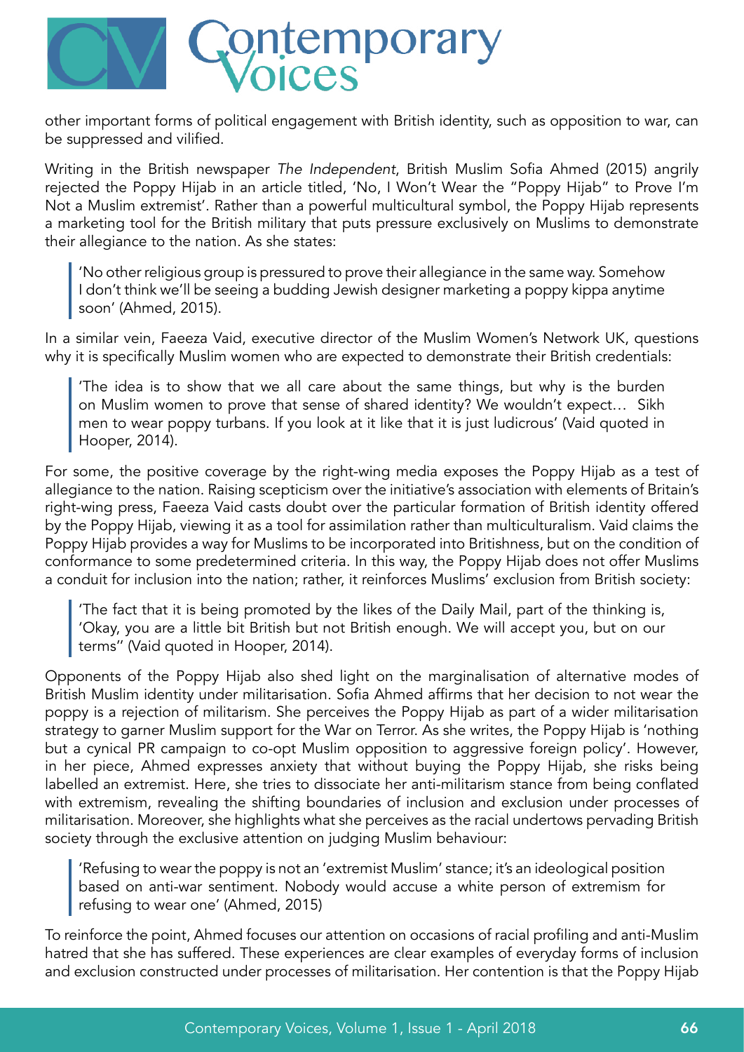other important forms of political engagement with British identity, such as opposition to war, can be suppressed and vilified.

Writing in the British newspaper *The Independent*, British Muslim Sofia Ahmed (2015) angrily rejected the Poppy Hijab in an article titled, 'No, I Won't Wear the "Poppy Hijab" to Prove I'm Not a Muslim extremist'. Rather than a powerful multicultural symbol, the Poppy Hijab represents a marketing tool for the British military that puts pressure exclusively on Muslims to demonstrate their allegiance to the nation. As she states:

> 'No other religious group is pressured to prove their allegiance in the same way. Somehow I don't think we'll be seeing a budding Jewish designer marketing a poppy kippa anytime soon' (Ahmed, 2015).

In a similar vein, Faeeza Vaid, executive director of the Muslim Women's Network UK, questions why it is specifically Muslim women who are expected to demonstrate their British credentials:

> 'The idea is to show that we all care about the same things, but why is the burden on Muslim women to prove that sense of shared identity? We wouldn't expect… Sikh men to wear poppy turbans. If you look at it like that it is just ludicrous' (Vaid quoted in Hooper, 2014).

For some, the positive coverage by the right-wing media exposes the Poppy Hijab as a test of allegiance to the nation. Raising scepticism over the initiative's association with elements of Britain's right-wing press, Faeeza Vaid casts doubt over the particular formation of British identity offered by the Poppy Hijab, viewing it as a tool for assimilation rather than multiculturalism. Vaid claims the Poppy Hijab provides a way for Muslims to be incorporated into Britishness, but on the condition of conformance to some predetermined criteria. In this way, the Poppy Hijab does not offer Muslims a conduit for inclusion into the nation; rather, it reinforces Muslims' exclusion from British society:

> 'The fact that it is being promoted by the likes of the Daily Mail, part of the thinking is, 'Okay, you are a little bit British but not British enough. We will accept you, but on our terms'' (Vaid quoted in Hooper, 2014).

Opponents of the Poppy Hijab also shed light on the marginalisation of alternative modes of British Muslim identity under militarisation. Sofia Ahmed affirms that her decision to not wear the poppy is a rejection of militarism. She perceives the Poppy Hijab as part of a wider militarisation strategy to garner Muslim support for the War on Terror. As she writes, the Poppy Hijab is 'nothing but a cynical PR campaign to co-opt Muslim opposition to aggressive foreign policy'. However, in her piece, Ahmed expresses anxiety that without buying the Poppy Hijab, she risks being labelled an extremist. Here, she tries to dissociate her anti-militarism stance from being conflated with extremism, revealing the shifting boundaries of inclusion and exclusion under processes of militarisation. Moreover, she highlights what she perceives as the racial undertows pervading British society through the exclusive attention on judging Muslim behaviour:

> 'Refusing to wear the poppy is not an 'extremist Muslim' stance; it's an ideological position based on anti-war sentiment. Nobody would accuse a white person of extremism for refusing to wear one' (Ahmed, 2015)

To reinforce the point, Ahmed focuses our attention on occasions of racial profiling and anti-Muslim hatred that she has suffered. These experiences are clear examples of everyday forms of inclusion and exclusion constructed under processes of militarisation. Her contention is that the Poppy Hijab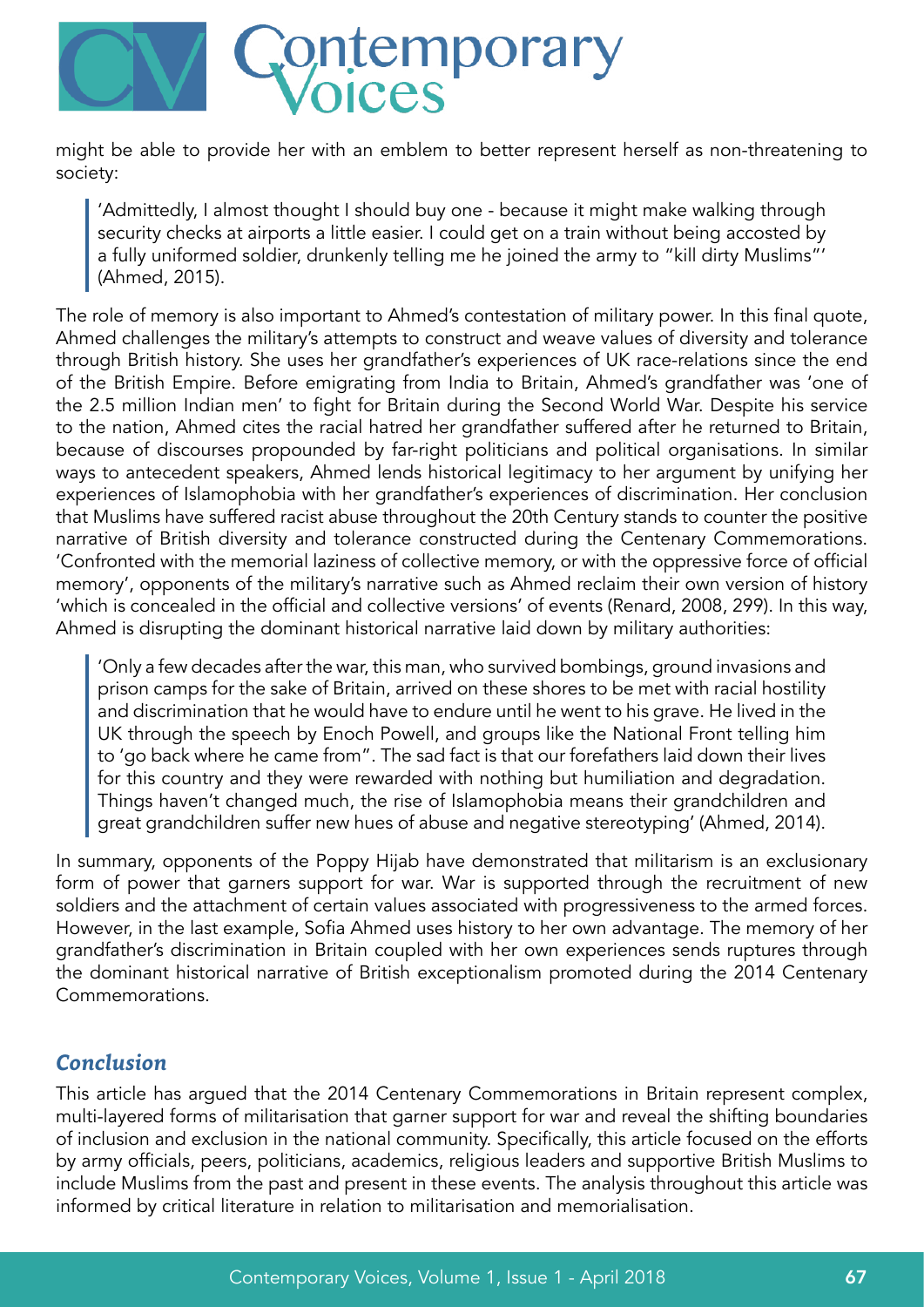might be able to provide her with an emblem to better represent herself as non-threatening to society:

> 'Admittedly, I almost thought I should buy one - because it might make walking through security checks at airports a little easier. I could get on a train without being accosted by a fully uniformed soldier, drunkenly telling me he joined the army to "kill dirty Muslims"' (Ahmed, 2015).

The role of memory is also important to Ahmed's contestation of military power. In this final quote, Ahmed challenges the military's attempts to construct and weave values of diversity and tolerance through British history. She uses her grandfather's experiences of UK race-relations since the end of the British Empire. Before emigrating from India to Britain, Ahmed's grandfather was 'one of the 2.5 million Indian men' to fight for Britain during the Second World War. Despite his service to the nation, Ahmed cites the racial hatred her grandfather suffered after he returned to Britain, because of discourses propounded by far-right politicians and political organisations. In similar ways to antecedent speakers, Ahmed lends historical legitimacy to her argument by unifying her experiences of Islamophobia with her grandfather's experiences of discrimination. Her conclusion that Muslims have suffered racist abuse throughout the 20th Century stands to counter the positive narrative of British diversity and tolerance constructed during the Centenary Commemorations. 'Confronted with the memorial laziness of collective memory, or with the oppressive force of official memory', opponents of the military's narrative such as Ahmed reclaim their own version of history 'which is concealed in the official and collective versions' of events (Renard, 2008, 299). In this way, Ahmed is disrupting the dominant historical narrative laid down by military authorities:

> 'Only a few decades after the war, this man, who survived bombings, ground invasions and prison camps for the sake of Britain, arrived on these shores to be met with racial hostility and discrimination that he would have to endure until he went to his grave. He lived in the UK through the speech by Enoch Powell, and groups like the National Front telling him to 'go back where he came from". The sad fact is that our forefathers laid down their lives for this country and they were rewarded with nothing but humiliation and degradation. Things haven't changed much, the rise of Islamophobia means their grandchildren and great grandchildren suffer new hues of abuse and negative stereotyping' (Ahmed, 2014).

In summary, opponents of the Poppy Hijab have demonstrated that militarism is an exclusionary form of power that garners support for war. War is supported through the recruitment of new soldiers and the attachment of certain values associated with progressiveness to the armed forces. However, in the last example, Sofia Ahmed uses history to her own advantage. The memory of her grandfather's discrimination in Britain coupled with her own experiences sends ruptures through the dominant historical narrative of British exceptionalism promoted during the 2014 Centenary Commemorations.

## *Conclusion*

This article has argued that the 2014 Centenary Commemorations in Britain represent complex, multi-layered forms of militarisation that garner support for war and reveal the shifting boundaries of inclusion and exclusion in the national community. Specifically, this article focused on the efforts by army officials, peers, politicians, academics, religious leaders and supportive British Muslims to include Muslims from the past and present in these events. The analysis throughout this article was informed by critical literature in relation to militarisation and memorialisation.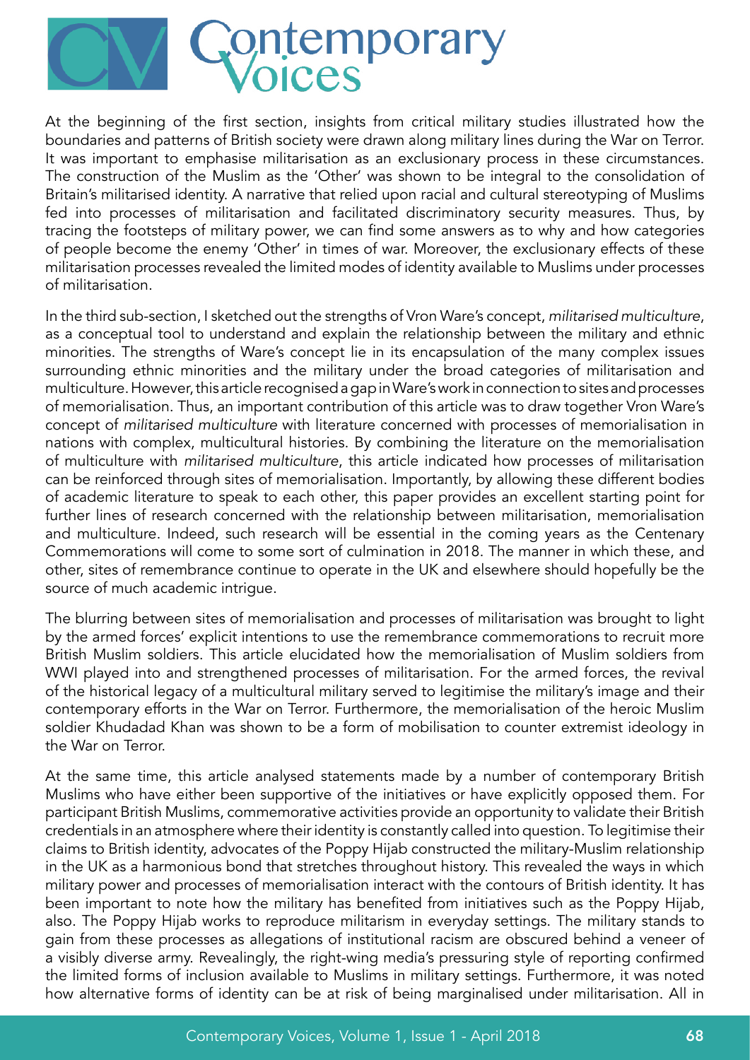At the beginning of the first section, insights from critical military studies illustrated how the boundaries and patterns of British society were drawn along military lines during the War on Terror. It was important to emphasise militarisation as an exclusionary process in these circumstances. The construction of the Muslim as the 'Other' was shown to be integral to the consolidation of Britain's militarised identity. A narrative that relied upon racial and cultural stereotyping of Muslims fed into processes of militarisation and facilitated discriminatory security measures. Thus, by tracing the footsteps of military power, we can find some answers as to why and how categories of people become the enemy 'Other' in times of war. Moreover, the exclusionary effects of these militarisation processes revealed the limited modes of identity available to Muslims under processes of militarisation.

In the third sub-section, I sketched out the strengths of Vron Ware's concept, *militarised multiculture*, as a conceptual tool to understand and explain the relationship between the military and ethnic minorities. The strengths of Ware's concept lie in its encapsulation of the many complex issues surrounding ethnic minorities and the military under the broad categories of militarisation and multiculture. However, this article recognised a gap in Ware's work in connection to sites and processes of memorialisation. Thus, an important contribution of this article was to draw together Vron Ware's concept of *militarised multiculture* with literature concerned with processes of memorialisation in nations with complex, multicultural histories. By combining the literature on the memorialisation of multiculture with *militarised multiculture*, this article indicated how processes of militarisation can be reinforced through sites of memorialisation. Importantly, by allowing these different bodies of academic literature to speak to each other, this paper provides an excellent starting point for further lines of research concerned with the relationship between militarisation, memorialisation and multiculture. Indeed, such research will be essential in the coming years as the Centenary Commemorations will come to some sort of culmination in 2018. The manner in which these, and other, sites of remembrance continue to operate in the UK and elsewhere should hopefully be the source of much academic intrigue.

The blurring between sites of memorialisation and processes of militarisation was brought to light by the armed forces' explicit intentions to use the remembrance commemorations to recruit more British Muslim soldiers. This article elucidated how the memorialisation of Muslim soldiers from WWI played into and strengthened processes of militarisation. For the armed forces, the revival of the historical legacy of a multicultural military served to legitimise the military's image and their contemporary efforts in the War on Terror. Furthermore, the memorialisation of the heroic Muslim soldier Khudadad Khan was shown to be a form of mobilisation to counter extremist ideology in the War on Terror.

At the same time, this article analysed statements made by a number of contemporary British Muslims who have either been supportive of the initiatives or have explicitly opposed them. For participant British Muslims, commemorative activities provide an opportunity to validate their British credentials in an atmosphere where their identity is constantly called into question. To legitimise their claims to British identity, advocates of the Poppy Hijab constructed the military-Muslim relationship in the UK as a harmonious bond that stretches throughout history. This revealed the ways in which military power and processes of memorialisation interact with the contours of British identity. It has been important to note how the military has benefited from initiatives such as the Poppy Hijab, also. The Poppy Hijab works to reproduce militarism in everyday settings. The military stands to gain from these processes as allegations of institutional racism are obscured behind a veneer of a visibly diverse army. Revealingly, the right-wing media's pressuring style of reporting confirmed the limited forms of inclusion available to Muslims in military settings. Furthermore, it was noted how alternative forms of identity can be at risk of being marginalised under militarisation. All in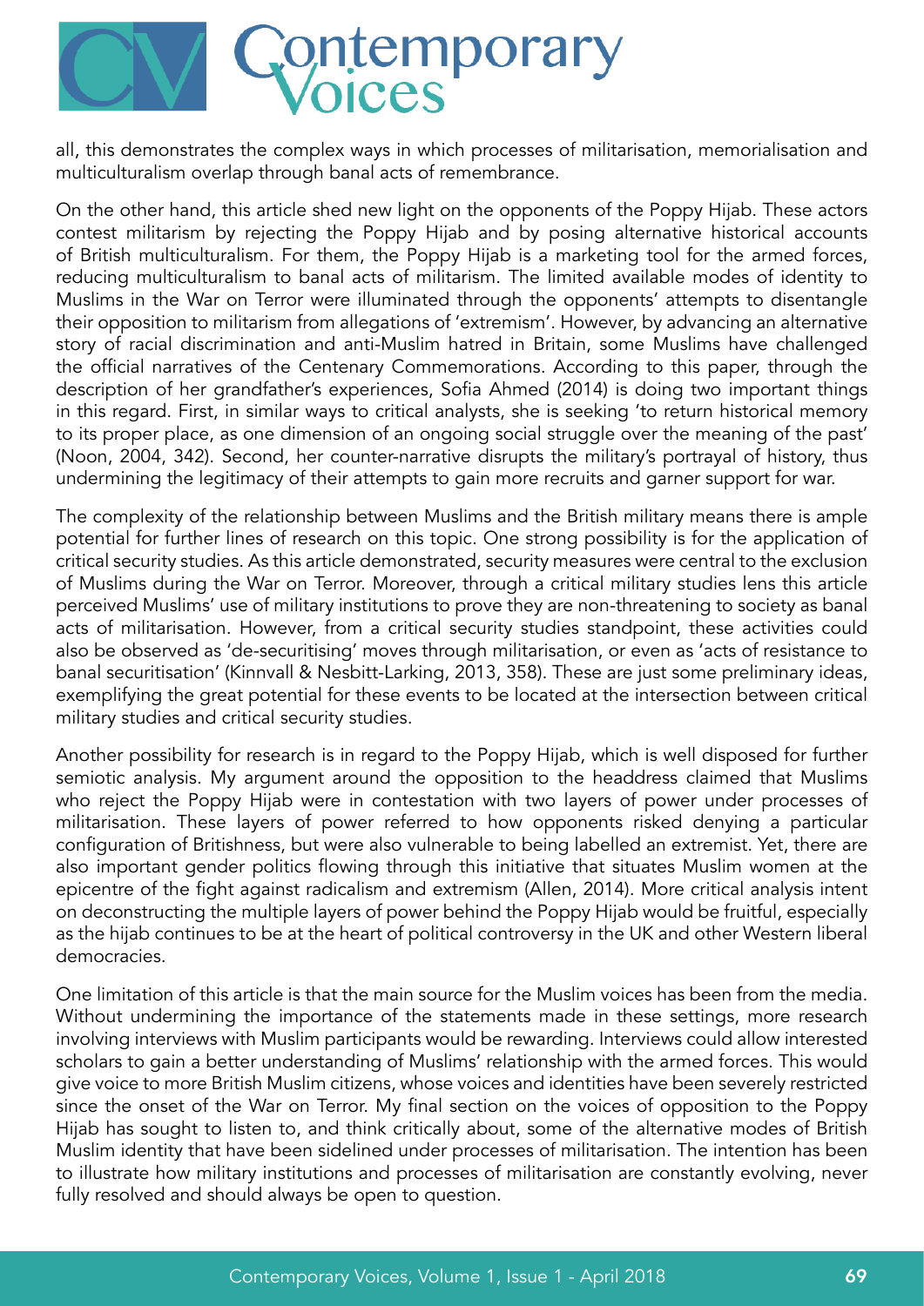all, this demonstrates the complex ways in which processes of militarisation, memorialisation and multiculturalism overlap through banal acts of remembrance.

On the other hand, this article shed new light on the opponents of the Poppy Hijab. These actors contest militarism by rejecting the Poppy Hijab and by posing alternative historical accounts of British multiculturalism. For them, the Poppy Hijab is a marketing tool for the armed forces, reducing multiculturalism to banal acts of militarism. The limited available modes of identity to Muslims in the War on Terror were illuminated through the opponents' attempts to disentangle their opposition to militarism from allegations of 'extremism'. However, by advancing an alternative story of racial discrimination and anti-Muslim hatred in Britain, some Muslims have challenged the official narratives of the Centenary Commemorations. According to this paper, through the description of her grandfather's experiences, Sofia Ahmed (2014) is doing two important things in this regard. First, in similar ways to critical analysts, she is seeking 'to return historical memory to its proper place, as one dimension of an ongoing social struggle over the meaning of the past' (Noon, 2004, 342). Second, her counter-narrative disrupts the military's portrayal of history, thus undermining the legitimacy of their attempts to gain more recruits and garner support for war.

The complexity of the relationship between Muslims and the British military means there is ample potential for further lines of research on this topic. One strong possibility is for the application of critical security studies. As this article demonstrated, security measures were central to the exclusion of Muslims during the War on Terror. Moreover, through a critical military studies lens this article perceived Muslims' use of military institutions to prove they are non-threatening to society as banal acts of militarisation. However, from a critical security studies standpoint, these activities could also be observed as 'de-securitising' moves through militarisation, or even as 'acts of resistance to banal securitisation' (Kinnvall & Nesbitt-Larking, 2013, 358). These are just some preliminary ideas, exemplifying the great potential for these events to be located at the intersection between critical military studies and critical security studies.

Another possibility for research is in regard to the Poppy Hijab, which is well disposed for further semiotic analysis. My argument around the opposition to the headdress claimed that Muslims who reject the Poppy Hijab were in contestation with two layers of power under processes of militarisation. These layers of power referred to how opponents risked denying a particular configuration of Britishness, but were also vulnerable to being labelled an extremist. Yet, there are also important gender politics flowing through this initiative that situates Muslim women at the epicentre of the fight against radicalism and extremism (Allen, 2014). More critical analysis intent on deconstructing the multiple layers of power behind the Poppy Hijab would be fruitful, especially as the hijab continues to be at the heart of political controversy in the UK and other Western liberal democracies.

One limitation of this article is that the main source for the Muslim voices has been from the media. Without undermining the importance of the statements made in these settings, more research involving interviews with Muslim participants would be rewarding. Interviews could allow interested scholars to gain a better understanding of Muslims' relationship with the armed forces. This would give voice to more British Muslim citizens, whose voices and identities have been severely restricted since the onset of the War on Terror. My final section on the voices of opposition to the Poppy Hijab has sought to listen to, and think critically about, some of the alternative modes of British Muslim identity that have been sidelined under processes of militarisation. The intention has been to illustrate how military institutions and processes of militarisation are constantly evolving, never fully resolved and should always be open to question.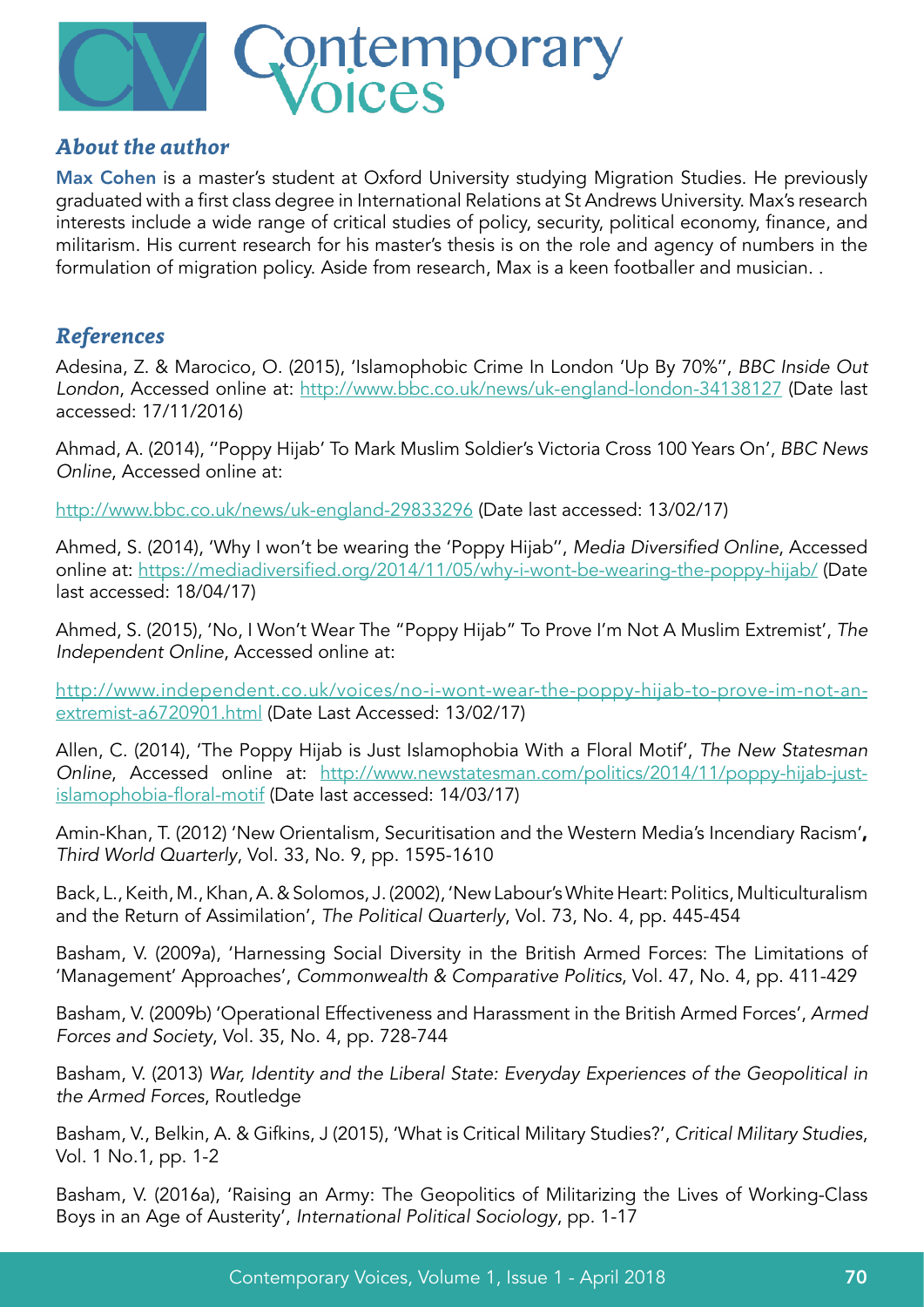## *About the author*

**Max Cohen** is a master's student at Oxford University studying Migration Studies. He previously graduated with a first class degree in International Relations at St Andrews University. Max's research interests include a wide range of critical studies of policy, security, political economy, finance, and militarism. His current research for his master's thesis is on the role and agency of numbers in the formulation of migration policy. Aside from research, Max is a keen footballer and musician. .

## *References*

Adesina, Z. & Marocico, O. (2015), 'Islamophobic Crime In London 'Up By 70%'', *BBC Inside Out London*, Accessed online at: http://www.bbc.co.uk/news/uk-england-london-34138127 (Date last accessed: 17/11/2016)

Ahmad, A. (2014), ''Poppy Hijab' To Mark Muslim Soldier's Victoria Cross 100 Years On', *BBC News Online*, Accessed online at:

http://www.bbc.co.uk/news/uk-england-29833296 (Date last accessed: 13/02/17)

Ahmed, S. (2014), 'Why I won't be wearing the 'Poppy Hijab'', *Media Diversified Online*, Accessed online at: https://mediadiversified.org/2014/11/05/why-i-wont-be-wearing-the-poppy-hijab/ (Date last accessed: 18/04/17)

Ahmed, S. (2015), 'No, I Won't Wear The "Poppy Hijab" To Prove I'm Not A Muslim Extremist', *The Independent Online*, Accessed online at:

http://www.independent.co.uk/voices/no-i-wont-wear-the-poppy-hijab-to-prove-im-not-an-extremist-a6720901.html (Date Last Accessed: 13/02/17)

Allen, C. (2014), 'The Poppy Hijab is Just Islamophobia With a Floral Motif', *The New Statesman Online*, Accessed online at: http://www.newstatesman.com/politics/2014/11/poppy-hijab-just-islamophobia-floral-motif (Date last accessed: 14/03/17)

Amin-Khan, T. (2012) 'New Orientalism, Securitisation and the Western Media's Incendiary Racism'**,** *Third World Quarterly*, Vol. 33, No. 9, pp. 1595-1610

Back, L., Keith, M., Khan, A. & Solomos, J. (2002), 'New Labour's White Heart: Politics, Multiculturalism and the Return of Assimilation', *The Political Quarterly*, Vol. 73, No. 4, pp. 445-454

Basham, V. (2009a), 'Harnessing Social Diversity in the British Armed Forces: The Limitations of 'Management' Approaches', *Commonwealth & Comparative Politics*, Vol. 47, No. 4, pp. 411-429

Basham, V. (2009b) 'Operational Effectiveness and Harassment in the British Armed Forces', *Armed Forces and Society*, Vol. 35, No. 4, pp. 728-744

Basham, V. (2013) *War, Identity and the Liberal State: Everyday Experiences of the Geopolitical in the Armed Forces*, Routledge

Basham, V., Belkin, A. & Gifkins, J (2015), 'What is Critical Military Studies?', *Critical Military Studies*, Vol. 1 No.1, pp. 1-2

Basham, V. (2016a), 'Raising an Army: The Geopolitics of Militarizing the Lives of Working-Class Boys in an Age of Austerity', *International Political Sociology*, pp. 1-17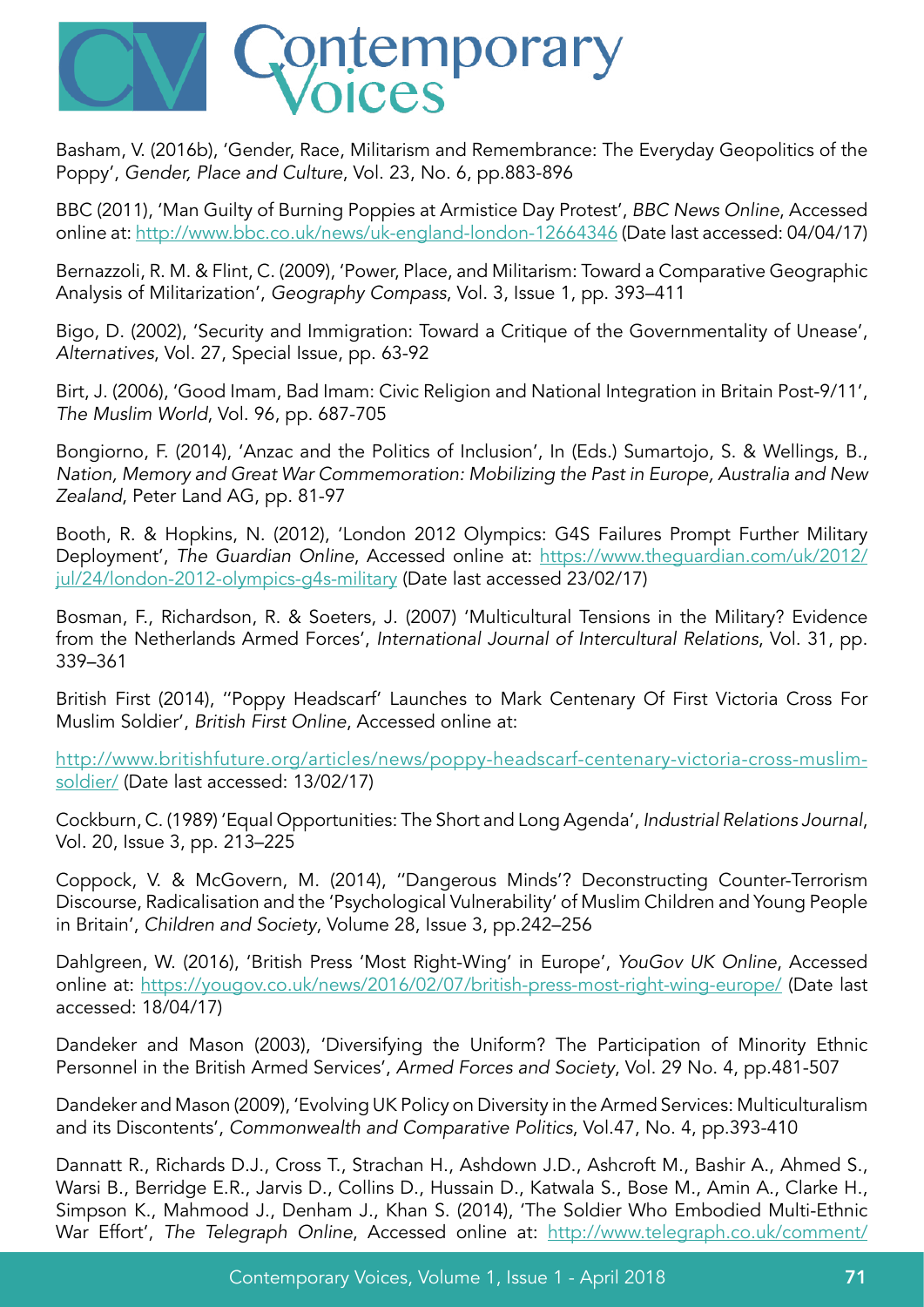Basham, V. (2016b), 'Gender, Race, Militarism and Remembrance: The Everyday Geopolitics of the Poppy', *Gender, Place and Culture*, Vol. 23, No. 6, pp.883-896

BBC (2011), 'Man Guilty of Burning Poppies at Armistice Day Protest', *BBC News Online*, Accessed online at: http://www.bbc.co.uk/news/uk-england-london-12664346 (Date last accessed: 04/04/17)

Bernazzoli, R. M. & Flint, C. (2009), 'Power, Place, and Militarism: Toward a Comparative Geographic Analysis of Militarization', *Geography Compass*, Vol. 3, Issue 1, pp. 393–411

Bigo, D. (2002), 'Security and Immigration: Toward a Critique of the Governmentality of Unease', *Alternatives*, Vol. 27, Special Issue, pp. 63-92

Birt, J. (2006), 'Good Imam, Bad Imam: Civic Religion and National Integration in Britain Post-9/11', *The Muslim World*, Vol. 96, pp. 687-705

Bongiorno, F. (2014), 'Anzac and the Politics of Inclusion', In (Eds.) Sumartojo, S. & Wellings, B., *Nation, Memory and Great War Commemoration: Mobilizing the Past in Europe, Australia and New Zealand*, Peter Land AG, pp. 81-97

Booth, R. & Hopkins, N. (2012), 'London 2012 Olympics: G4S Failures Prompt Further Military Deployment', *The Guardian Online*, Accessed online at: https://www.theguardian.com/uk/2012/jul/24/london-2012-olympics-g4s-military (Date last accessed 23/02/17)

Bosman, F., Richardson, R. & Soeters, J. (2007) 'Multicultural Tensions in the Military? Evidence from the Netherlands Armed Forces', *International Journal of Intercultural Relations*, Vol. 31, pp. 339–361

British First (2014), ''Poppy Headscarf' Launches to Mark Centenary Of First Victoria Cross For Muslim Soldier', *British First Online*, Accessed online at:

http://www.britishfuture.org/articles/news/poppy-headscarf-centenary-victoria-cross-muslim-soldier/ (Date last accessed: 13/02/17)

Cockburn, C. (1989) 'Equal Opportunities: The Short and Long Agenda', *Industrial Relations Journal*, Vol. 20, Issue 3, pp. 213–225

Coppock, V. & McGovern, M. (2014), ''Dangerous Minds'? Deconstructing Counter-Terrorism Discourse, Radicalisation and the 'Psychological Vulnerability' of Muslim Children and Young People in Britain', *Children and Society*, Volume 28, Issue 3, pp.242–256

Dahlgreen, W. (2016), 'British Press 'Most Right-Wing' in Europe', *YouGov UK Online*, Accessed online at: https://yougov.co.uk/news/2016/02/07/british-press-most-right-wing-europe/ (Date last accessed: 18/04/17)

Dandeker and Mason (2003), 'Diversifying the Uniform? The Participation of Minority Ethnic Personnel in the British Armed Services', *Armed Forces and Society*, Vol. 29 No. 4, pp.481-507

Dandeker and Mason (2009), 'Evolving UK Policy on Diversity in the Armed Services: Multiculturalism and its Discontents', *Commonwealth and Comparative Politics*, Vol.47, No. 4, pp.393-410

Dannatt R., Richards D.J., Cross T., Strachan H., Ashdown J.D., Ashcroft M., Bashir A., Ahmed S., Warsi B., Berridge E.R., Jarvis D., Collins D., Hussain D., Katwala S., Bose M., Amin A., Clarke H., Simpson K., Mahmood J., Denham J., Khan S. (2014), 'The Soldier Who Embodied Multi-Ethnic War Effort', *The Telegraph Online*, Accessed online at: http://www.telegraph.co.uk/comment/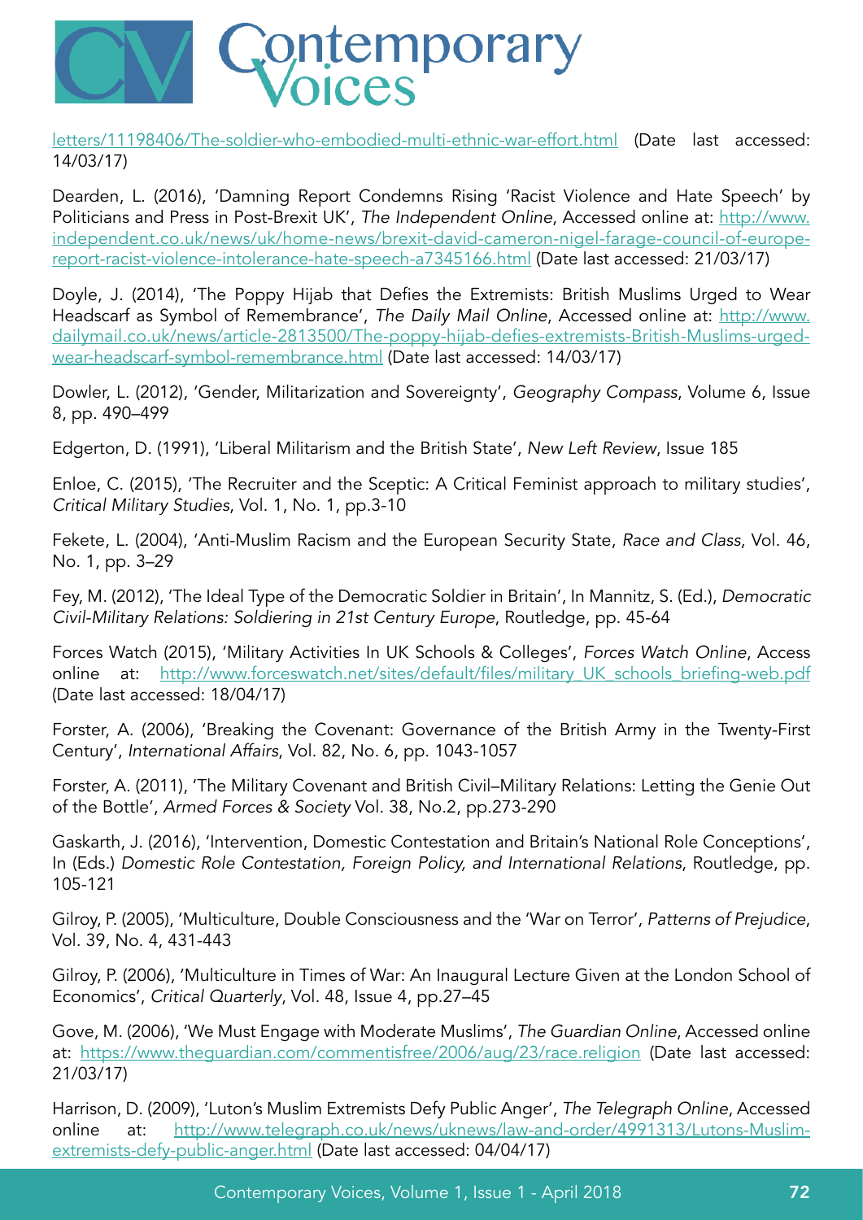letters/11198406/The-soldier-who-embodied-multi-ethnic-war-effort.html (Date last accessed: 14/03/17)

Dearden, L. (2016), 'Damning Report Condemns Rising 'Racist Violence and Hate Speech' by Politicians and Press in Post-Brexit UK', *The Independent Online*, Accessed online at: http://www.independent.co.uk/news/uk/home-news/brexit-david-cameron-nigel-farage-council-of-europe-report-racist-violence-intolerance-hate-speech-a7345166.html (Date last accessed: 21/03/17)

Doyle, J. (2014), 'The Poppy Hijab that Defies the Extremists: British Muslims Urged to Wear Headscarf as Symbol of Remembrance', *The Daily Mail Online*, Accessed online at: http://www.dailymail.co.uk/news/article-2813500/The-poppy-hijab-defies-extremists-British-Muslims-urged-wear-headscarf-symbol-remembrance.html (Date last accessed: 14/03/17)

Dowler, L. (2012), 'Gender, Militarization and Sovereignty', *Geography Compass*, Volume 6, Issue 8, pp. 490–499

Edgerton, D. (1991), 'Liberal Militarism and the British State', *New Left Review*, Issue 185

Enloe, C. (2015), 'The Recruiter and the Sceptic: A Critical Feminist approach to military studies', *Critical Military Studies*, Vol. 1, No. 1, pp.3-10

Fekete, L. (2004), 'Anti-Muslim Racism and the European Security State, *Race and Class*, Vol. 46, No. 1, pp. 3–29

Fey, M. (2012), 'The Ideal Type of the Democratic Soldier in Britain', In Mannitz, S. (Ed.), *Democratic Civil-Military Relations: Soldiering in 21st Century Europe*, Routledge, pp. 45-64

Forces Watch (2015), 'Military Activities In UK Schools & Colleges', *Forces Watch Online*, Access online at: http://www.forceswatch.net/sites/default/files/military_UK_schools_briefing-web.pdf (Date last accessed: 18/04/17)

Forster, A. (2006), 'Breaking the Covenant: Governance of the British Army in the Twenty-First Century', *International Affairs*, Vol. 82, No. 6, pp. 1043-1057

Forster, A. (2011), 'The Military Covenant and British Civil–Military Relations: Letting the Genie Out of the Bottle', *Armed Forces & Society* Vol. 38, No.2, pp.273-290

Gaskarth, J. (2016), 'Intervention, Domestic Contestation and Britain's National Role Conceptions', In (Eds.) *Domestic Role Contestation, Foreign Policy, and International Relations*, Routledge, pp. 105-121

Gilroy, P. (2005), 'Multiculture, Double Consciousness and the 'War on Terror', *Patterns of Prejudice*, Vol. 39, No. 4, 431-443

Gilroy, P. (2006), 'Multiculture in Times of War: An Inaugural Lecture Given at the London School of Economics', *Critical Quarterly*, Vol. 48, Issue 4, pp.27–45

Gove, M. (2006), 'We Must Engage with Moderate Muslims', *The Guardian Online*, Accessed online at: https://www.theguardian.com/commentisfree/2006/aug/23/race.religion (Date last accessed: 21/03/17)

Harrison, D. (2009), 'Luton's Muslim Extremists Defy Public Anger', *The Telegraph Online*, Accessed online at: http://www.telegraph.co.uk/news/uknews/law-and-order/4991313/Lutons-Muslim-extremists-defy-public-anger.html (Date last accessed: 04/04/17)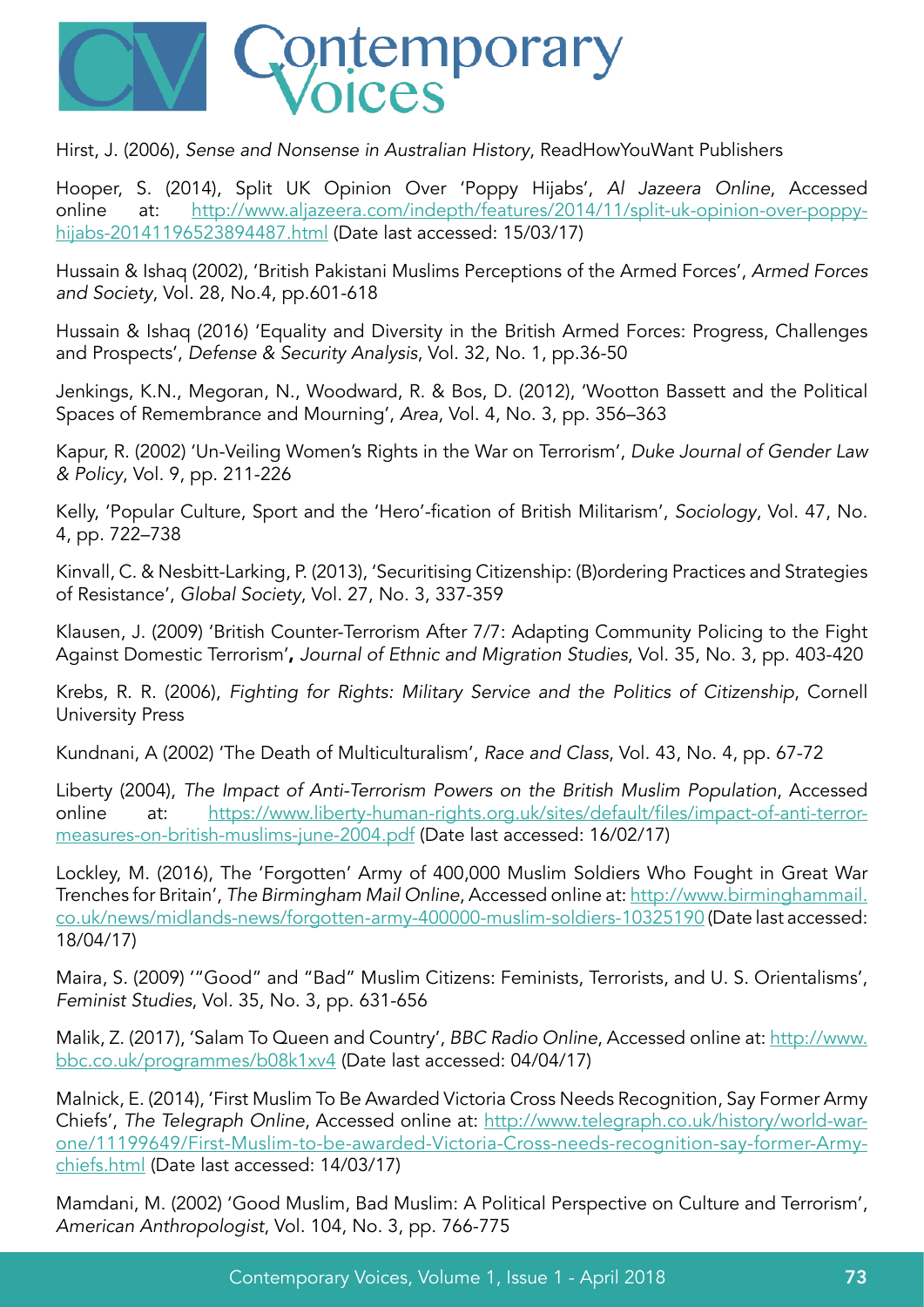Hirst, J. (2006), *Sense and Nonsense in Australian History*, ReadHowYouWant Publishers

Hooper, S. (2014), Split UK Opinion Over 'Poppy Hijabs', *Al Jazeera Online*, Accessed online at: http://www.aljazeera.com/indepth/features/2014/11/split-uk-opinion-over-poppy-hijabs-20141196523894487.html (Date last accessed: 15/03/17)

Hussain & Ishaq (2002), 'British Pakistani Muslims Perceptions of the Armed Forces', *Armed Forces and Society*, Vol. 28, No.4, pp.601-618

Hussain & Ishaq (2016) 'Equality and Diversity in the British Armed Forces: Progress, Challenges and Prospects', *Defense & Security Analysis*, Vol. 32, No. 1, pp.36-50

Jenkings, K.N., Megoran, N., Woodward, R. & Bos, D. (2012), 'Wootton Bassett and the Political Spaces of Remembrance and Mourning', *Area*, Vol. 4, No. 3, pp. 356–363

Kapur, R. (2002) 'Un-Veiling Women's Rights in the War on Terrorism', *Duke Journal of Gender Law & Policy*, Vol. 9, pp. 211-226

Kelly, 'Popular Culture, Sport and the 'Hero'-fication of British Militarism', *Sociology*, Vol. 47, No. 4, pp. 722–738

Kinvall, C. & Nesbitt-Larking, P. (2013), 'Securitising Citizenship: (B)ordering Practices and Strategies of Resistance', *Global Society*, Vol. 27, No. 3, 337-359

Klausen, J. (2009) 'British Counter-Terrorism After 7/7: Adapting Community Policing to the Fight Against Domestic Terrorism', *Journal of Ethnic and Migration Studies*, Vol. 35, No. 3, pp. 403-420

Krebs, R. R. (2006), *Fighting for Rights: Military Service and the Politics of Citizenship*, Cornell University Press

Kundnani, A (2002) 'The Death of Multiculturalism', *Race and Class*, Vol. 43, No. 4, pp. 67-72

Liberty (2004), *The Impact of Anti-Terrorism Powers on the British Muslim Population*, Accessed online at: https://www.liberty-human-rights.org.uk/sites/default/files/impact-of-anti-terror-measures-on-british-muslims-june-2004.pdf (Date last accessed: 16/02/17)

Lockley, M. (2016), The 'Forgotten' Army of 400,000 Muslim Soldiers Who Fought in Great War Trenches for Britain', *The Birmingham Mail Online*, Accessed online at: http://www.birminghammail.co.uk/news/midlands-news/forgotten-army-400000-muslim-soldiers-10325190 (Date last accessed: 18/04/17)

Maira, S. (2009) '"Good" and "Bad" Muslim Citizens: Feminists, Terrorists, and U. S. Orientalisms', *Feminist Studies*, Vol. 35, No. 3, pp. 631-656

Malik, Z. (2017), 'Salam To Queen and Country', *BBC Radio Online*, Accessed online at: http://www.bbc.co.uk/programmes/b08k1xv4 (Date last accessed: 04/04/17)

Malnick, E. (2014), 'First Muslim To Be Awarded Victoria Cross Needs Recognition, Say Former Army Chiefs', *The Telegraph Online*, Accessed online at: http://www.telegraph.co.uk/history/world-war-one/11199649/First-Muslim-to-be-awarded-Victoria-Cross-needs-recognition-say-former-Army-chiefs.html (Date last accessed: 14/03/17)

Mamdani, M. (2002) 'Good Muslim, Bad Muslim: A Political Perspective on Culture and Terrorism', *American Anthropologist*, Vol. 104, No. 3, pp. 766-775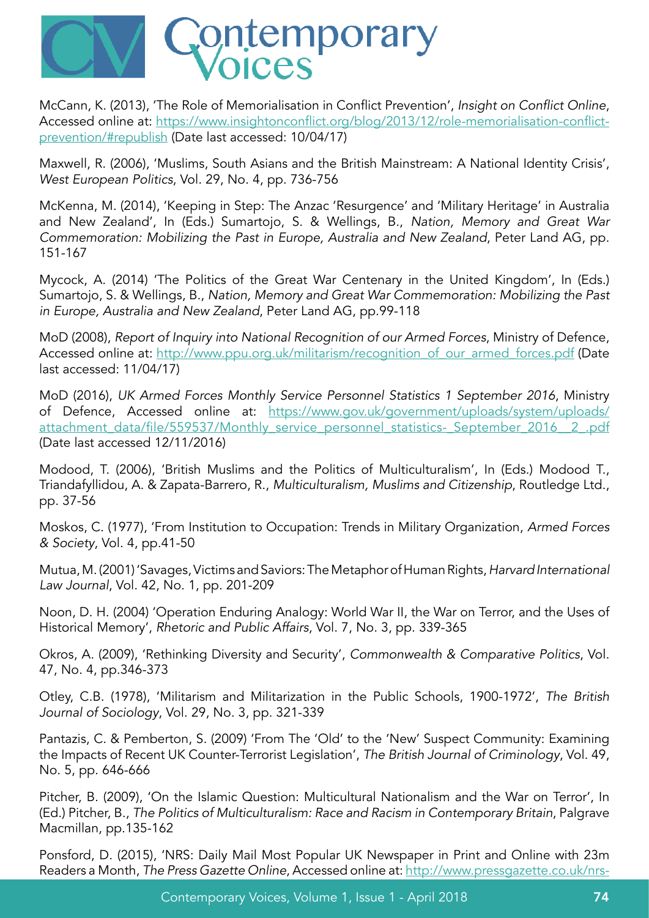McCann, K. (2013), 'The Role of Memorialisation in Conflict Prevention', *Insight on Conflict Online*, Accessed online at: https://www.insightonconflict.org/blog/2013/12/role-memorialisation-conflict-prevention/#republish (Date last accessed: 10/04/17)

Maxwell, R. (2006), 'Muslims, South Asians and the British Mainstream: A National Identity Crisis', *West European Politics*, Vol. 29, No. 4, pp. 736-756

McKenna, M. (2014), 'Keeping in Step: The Anzac 'Resurgence' and 'Military Heritage' in Australia and New Zealand', In (Eds.) Sumartojo, S. & Wellings, B., *Nation, Memory and Great War Commemoration: Mobilizing the Past in Europe, Australia and New Zealand*, Peter Land AG, pp. 151-167

Mycock, A. (2014) 'The Politics of the Great War Centenary in the United Kingdom', In (Eds.) Sumartojo, S. & Wellings, B., *Nation, Memory and Great War Commemoration: Mobilizing the Past in Europe, Australia and New Zealand*, Peter Land AG, pp.99-118

MoD (2008), *Report of Inquiry into National Recognition of our Armed Forces*, Ministry of Defence, Accessed online at: http://www.ppu.org.uk/militarism/recognition_of_our_armed_forces.pdf (Date last accessed: 11/04/17)

MoD (2016), *UK Armed Forces Monthly Service Personnel Statistics 1 September 2016*, Ministry of Defence, Accessed online at: https://www.gov.uk/government/uploads/system/uploads/attachment_data/file/559537/Monthly_service_personnel_statistics-_September_2016__2_.pdf (Date last accessed 12/11/2016)

Modood, T. (2006), 'British Muslims and the Politics of Multiculturalism', In (Eds.) Modood T., Triandafyllidou, A. & Zapata-Barrero, R., *Multiculturalism, Muslims and Citizenship*, Routledge Ltd., pp. 37-56

Moskos, C. (1977), 'From Institution to Occupation: Trends in Military Organization, *Armed Forces & Society*, Vol. 4, pp.41-50

Mutua, M. (2001) 'Savages, Victims and Saviors: The Metaphor of Human Rights, *Harvard International Law Journal*, Vol. 42, No. 1, pp. 201-209

Noon, D. H. (2004) 'Operation Enduring Analogy: World War II, the War on Terror, and the Uses of Historical Memory', *Rhetoric and Public Affairs*, Vol. 7, No. 3, pp. 339-365

Okros, A. (2009), 'Rethinking Diversity and Security', *Commonwealth & Comparative Politics*, Vol. 47, No. 4, pp.346-373

Otley, C.B. (1978), 'Militarism and Militarization in the Public Schools, 1900-1972', *The British Journal of Sociology*, Vol. 29, No. 3, pp. 321-339

Pantazis, C. & Pemberton, S. (2009) 'From The 'Old' to the 'New' Suspect Community: Examining the Impacts of Recent UK Counter-Terrorist Legislation', *The British Journal of Criminology*, Vol. 49, No. 5, pp. 646-666

Pitcher, B. (2009), 'On the Islamic Question: Multicultural Nationalism and the War on Terror', In (Ed.) Pitcher, B., *The Politics of Multiculturalism: Race and Racism in Contemporary Britain*, Palgrave Macmillan, pp.135-162

Ponsford, D. (2015), 'NRS: Daily Mail Most Popular UK Newspaper in Print and Online with 23m Readers a Month, *The Press Gazette Online*, Accessed online at: http://www.pressgazette.co.uk/nrs-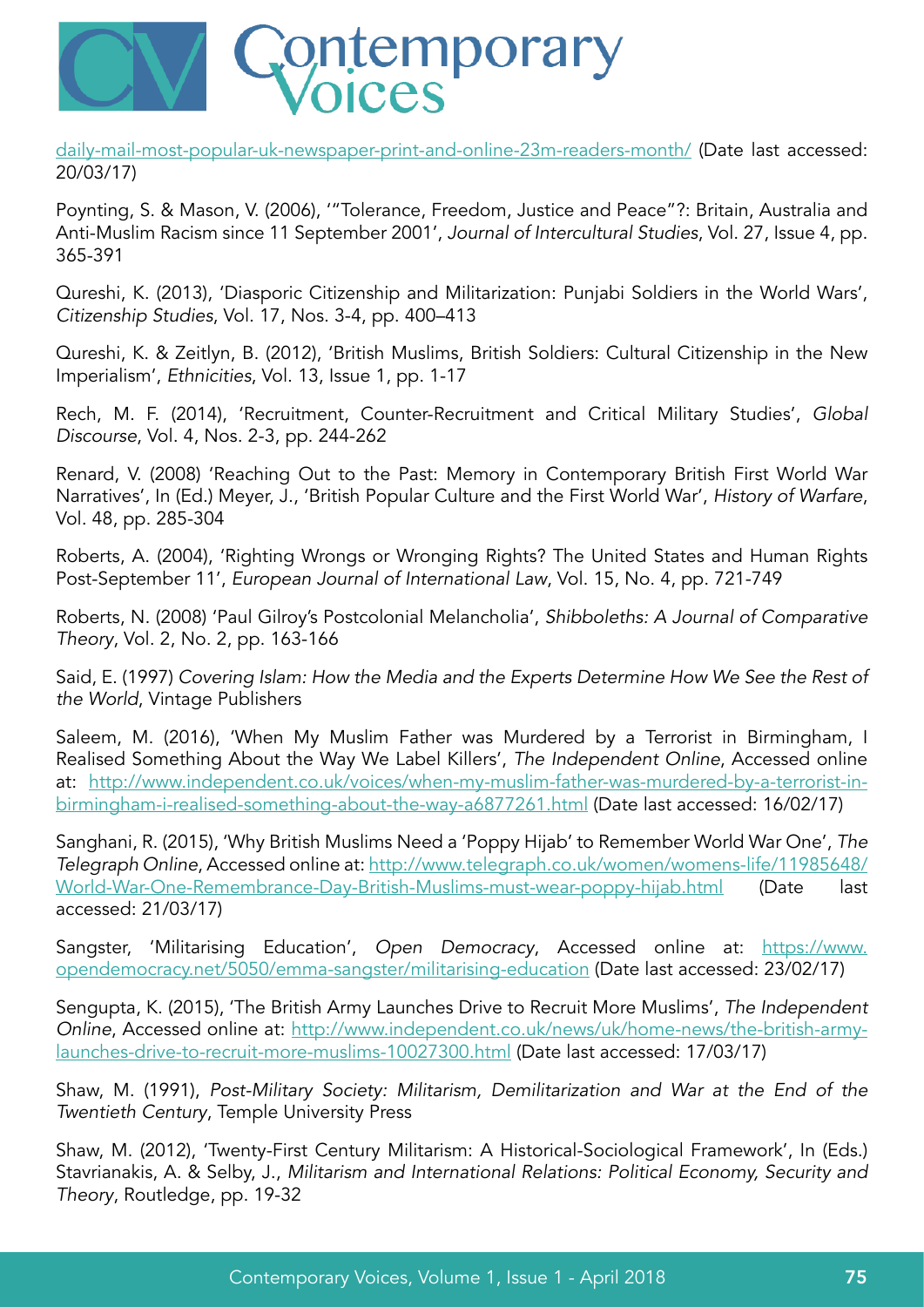daily-mail-most-popular-uk-newspaper-print-and-online-23m-readers-month/ (Date last accessed: 20/03/17)

Poynting, S. & Mason, V. (2006), '"Tolerance, Freedom, Justice and Peace"?: Britain, Australia and Anti-Muslim Racism since 11 September 2001', *Journal of Intercultural Studies*, Vol. 27, Issue 4, pp. 365-391

Qureshi, K. (2013), 'Diasporic Citizenship and Militarization: Punjabi Soldiers in the World Wars', *Citizenship Studies*, Vol. 17, Nos. 3-4, pp. 400–413

Qureshi, K. & Zeitlyn, B. (2012), 'British Muslims, British Soldiers: Cultural Citizenship in the New Imperialism', *Ethnicities*, Vol. 13, Issue 1, pp. 1-17

Rech, M. F. (2014), 'Recruitment, Counter-Recruitment and Critical Military Studies', *Global Discourse*, Vol. 4, Nos. 2-3, pp. 244-262

Renard, V. (2008) 'Reaching Out to the Past: Memory in Contemporary British First World War Narratives', In (Ed.) Meyer, J., 'British Popular Culture and the First World War', *History of Warfare*, Vol. 48, pp. 285-304

Roberts, A. (2004), 'Righting Wrongs or Wronging Rights? The United States and Human Rights Post-September 11', *European Journal of International Law*, Vol. 15, No. 4, pp. 721-749

Roberts, N. (2008) 'Paul Gilroy's Postcolonial Melancholia', *Shibboleths: A Journal of Comparative Theory*, Vol. 2, No. 2, pp. 163-166

Said, E. (1997) *Covering Islam: How the Media and the Experts Determine How We See the Rest of the World*, Vintage Publishers

Saleem, M. (2016), 'When My Muslim Father was Murdered by a Terrorist in Birmingham, I Realised Something About the Way We Label Killers', *The Independent Online*, Accessed online at: http://www.independent.co.uk/voices/when-my-muslim-father-was-murdered-by-a-terrorist-in-birmingham-i-realised-something-about-the-way-a6877261.html (Date last accessed: 16/02/17)

Sanghani, R. (2015), 'Why British Muslims Need a 'Poppy Hijab' to Remember World War One', *The Telegraph Online*, Accessed online at: http://www.telegraph.co.uk/women/womens-life/11985648/World-War-One-Remembrance-Day-British-Muslims-must-wear-poppy-hijab.html (Date last accessed: 21/03/17)

Sangster, 'Militarising Education', *Open Democracy*, Accessed online at: https://www.opendemocracy.net/5050/emma-sangster/militarising-education (Date last accessed: 23/02/17)

Sengupta, K. (2015), 'The British Army Launches Drive to Recruit More Muslims', *The Independent Online*, Accessed online at: http://www.independent.co.uk/news/uk/home-news/the-british-army-launches-drive-to-recruit-more-muslims-10027300.html (Date last accessed: 17/03/17)

Shaw, M. (1991), *Post-Military Society: Militarism, Demilitarization and War at the End of the Twentieth Century*, Temple University Press

Shaw, M. (2012), 'Twenty-First Century Militarism: A Historical-Sociological Framework', In (Eds.) Stavrianakis, A. & Selby, J., *Militarism and International Relations: Political Economy, Security and Theory*, Routledge, pp. 19-32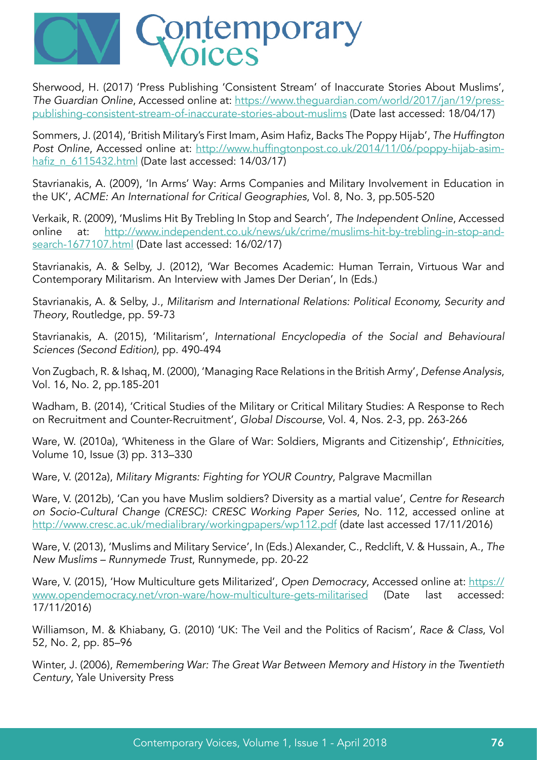Sherwood, H. (2017) 'Press Publishing 'Consistent Stream' of Inaccurate Stories About Muslims', *The Guardian Online*, Accessed online at: https://www.theguardian.com/world/2017/jan/19/press-publishing-consistent-stream-of-inaccurate-stories-about-muslims (Date last accessed: 18/04/17)

Sommers, J. (2014), 'British Military's First Imam, Asim Hafiz, Backs The Poppy Hijab', *The Huffington Post Online*, Accessed online at: http://www.huffingtonpost.co.uk/2014/11/06/poppy-hijab-asim-hafiz_n_6115432.html (Date last accessed: 14/03/17)

Stavrianakis, A. (2009), 'In Arms' Way: Arms Companies and Military Involvement in Education in the UK', *ACME: An International for Critical Geographies*, Vol. 8, No. 3, pp.505-520

Verkaik, R. (2009), 'Muslims Hit By Trebling In Stop and Search', *The Independent Online*, Accessed online at: http://www.independent.co.uk/news/uk/crime/muslims-hit-by-trebling-in-stop-and-search-1677107.html (Date last accessed: 16/02/17)

Stavrianakis, A. & Selby, J. (2012), 'War Becomes Academic: Human Terrain, Virtuous War and Contemporary Militarism. An Interview with James Der Derian', In (Eds.)

Stavrianakis, A. & Selby, J., *Militarism and International Relations: Political Economy, Security and Theory*, Routledge, pp. 59-73

Stavrianakis, A. (2015), 'Militarism', *International Encyclopedia of the Social and Behavioural Sciences (Second Edition)*, pp. 490-494

Von Zugbach, R. & Ishaq, M. (2000), 'Managing Race Relations in the British Army', *Defense Analysis*, Vol. 16, No. 2, pp.185-201

Wadham, B. (2014), 'Critical Studies of the Military or Critical Military Studies: A Response to Rech on Recruitment and Counter-Recruitment', *Global Discourse*, Vol. 4, Nos. 2-3, pp. 263-266

Ware, W. (2010a), 'Whiteness in the Glare of War: Soldiers, Migrants and Citizenship', *Ethnicities*, Volume 10, Issue (3) pp. 313–330

Ware, V. (2012a), *Military Migrants: Fighting for YOUR Country*, Palgrave Macmillan

Ware, V. (2012b), 'Can you have Muslim soldiers? Diversity as a martial value', *Centre for Research on Socio-Cultural Change (CRESC): CRESC Working Paper Series*, No. 112, accessed online at http://www.cresc.ac.uk/medialibrary/workingpapers/wp112.pdf (date last accessed 17/11/2016)

Ware, V. (2013), 'Muslims and Military Service', In (Eds.) Alexander, C., Redclift, V. & Hussain, A., *The New Muslims – Runnymede Trust*, Runnymede, pp. 20-22

Ware, V. (2015), 'How Multiculture gets Militarized', *Open Democracy*, Accessed online at: https://www.opendemocracy.net/vron-ware/how-multiculture-gets-militarised (Date last accessed: 17/11/2016)

Williamson, M. & Khiabany, G. (2010) 'UK: The Veil and the Politics of Racism', *Race & Class*, Vol 52, No. 2, pp. 85–96

Winter, J. (2006), *Remembering War: The Great War Between Memory and History in the Twentieth Century*, Yale University Press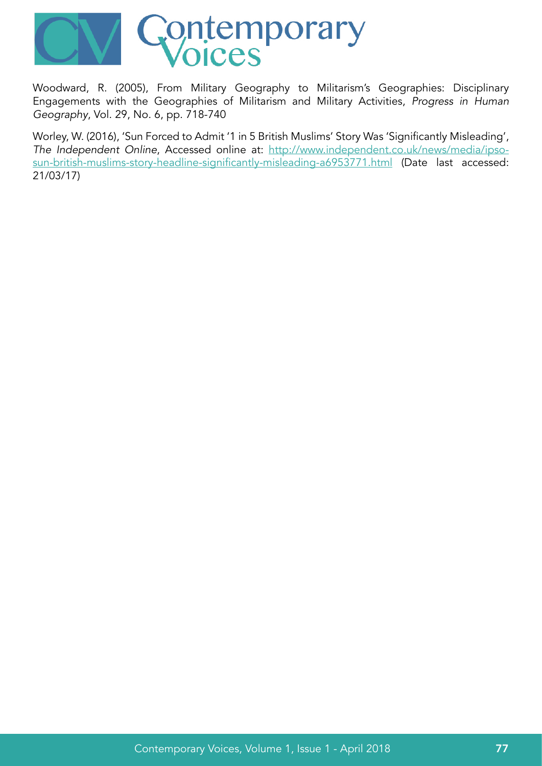Woodward, R. (2005), From Military Geography to Militarism's Geographies: Disciplinary Engagements with the Geographies of Militarism and Military Activities, *Progress in Human Geography*, Vol. 29, No. 6, pp. 718-740

Worley, W. (2016), 'Sun Forced to Admit '1 in 5 British Muslims' Story Was 'Significantly Misleading', *The Independent Online*, Accessed online at: http://www.independent.co.uk/news/media/ipso-sun-british-muslims-story-headline-significantly-misleading-a6953771.html (Date last accessed: 21/03/17)